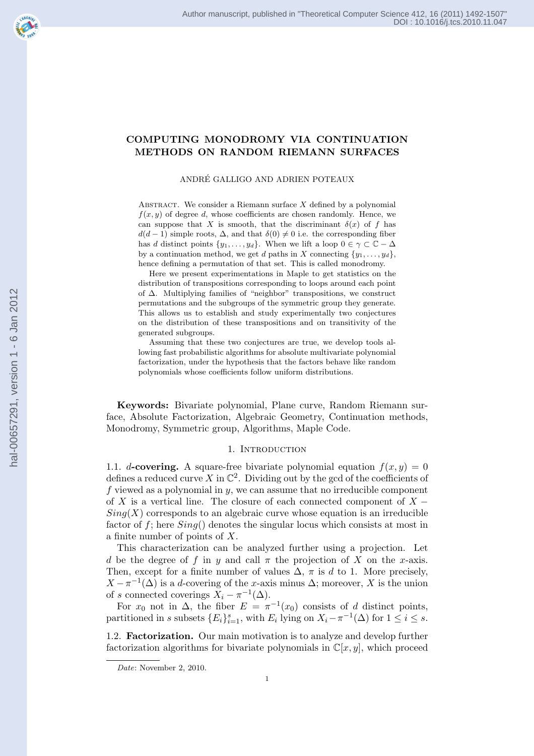# COMPUTING MONODROMY VIA CONTINUATION METHODS ON RANDOM RIEMANN SURFACES

ANDRÉ GALLIGO AND ADRIEN POTEAUX

Abstract. We consider a Riemann surface $X$ defined by a polynomial $f(x,y)$ of degree $d$, whose coefficients are chosen randomly. Hence, we can suppose that $X$ is smooth, that the discriminant $\delta(x)$ of $f$ has $d(d-1)$ simple roots, $\Delta$, and that $\delta(0) \neq 0$ i.e. the corresponding fiber has $d$ distinct points $\{y_1, \ldots, y_d\}$. When we lift a loop $0 \in \gamma \subset \mathbb{C} - \Delta$ by a continuation method, we get $d$ paths in $X$ connecting $\{y_1, \ldots, y_d\}$, hence defining a permutation of that set. This is called monodromy.

Here we present experimentations in Maple to get statistics on the distribution of transpositions corresponding to loops around each point of $\Delta$. Multiplying families of "neighbor" transpositions, we construct permutations and the subgroups of the symmetric group they generate. This allows us to establish and study experimentally two conjectures on the distribution of these transpositions and on transitivity of the generated subgroups.

Assuming that these two conjectures are true, we develop tools allowing fast probabilistic algorithms for absolute multivariate polynomial factorization, under the hypothesis that the factors behave like random polynomials whose coefficients follow uniform distributions.

**Keywords:** Bivariate polynomial, Plane curve, Random Riemann surface, Absolute Factorization, Algebraic Geometry, Continuation methods, Monodromy, Symmetric group, Algorithms, Maple Code.

## 1. Introduction

1.1. **$d$-covering.** A square-free bivariate polynomial equation $f(x,y) = 0$ defines a reduced curve $X$ in $\mathbb{C}^2$. Dividing out by the gcd of the coefficients of $f$ viewed as a polynomial in $y$, we can assume that no irreducible component of $X$ is a vertical line. The closure of each connected component of $X - Sing(X)$ corresponds to an algebraic curve whose equation is an irreducible factor of $f$; here $Sing()$ denotes the singular locus which consists at most in a finite number of points of $X$.

This characterization can be analyzed further using a projection. Let $d$ be the degree of $f$ in $y$ and call $\pi$ the projection of $X$ on the $x$-axis. Then, except for a finite number of values $\Delta$, $\pi$ is $d$ to 1. More precisely, $X - \pi^{-1}(\Delta)$ is a $d$-covering of the $x$-axis minus $\Delta$; moreover, $X$ is the union of $s$ connected coverings $X_i - \pi^{-1}(\Delta)$.

For $x_0$ not in $\Delta$, the fiber $E = \pi^{-1}(x_0)$ consists of $d$ distinct points, partitioned in $s$ subsets $\{E_i\}_{i=1}^s$, with $E_i$ lying on $X_i - \pi^{-1}(\Delta)$ for $1 \leq i \leq s$.

1.2. **Factorization.** Our main motivation is to analyze and develop further factorization algorithms for bivariate polynomials in $\mathbb{C}[x,y]$, which proceed

*Date*: November 2, 2010.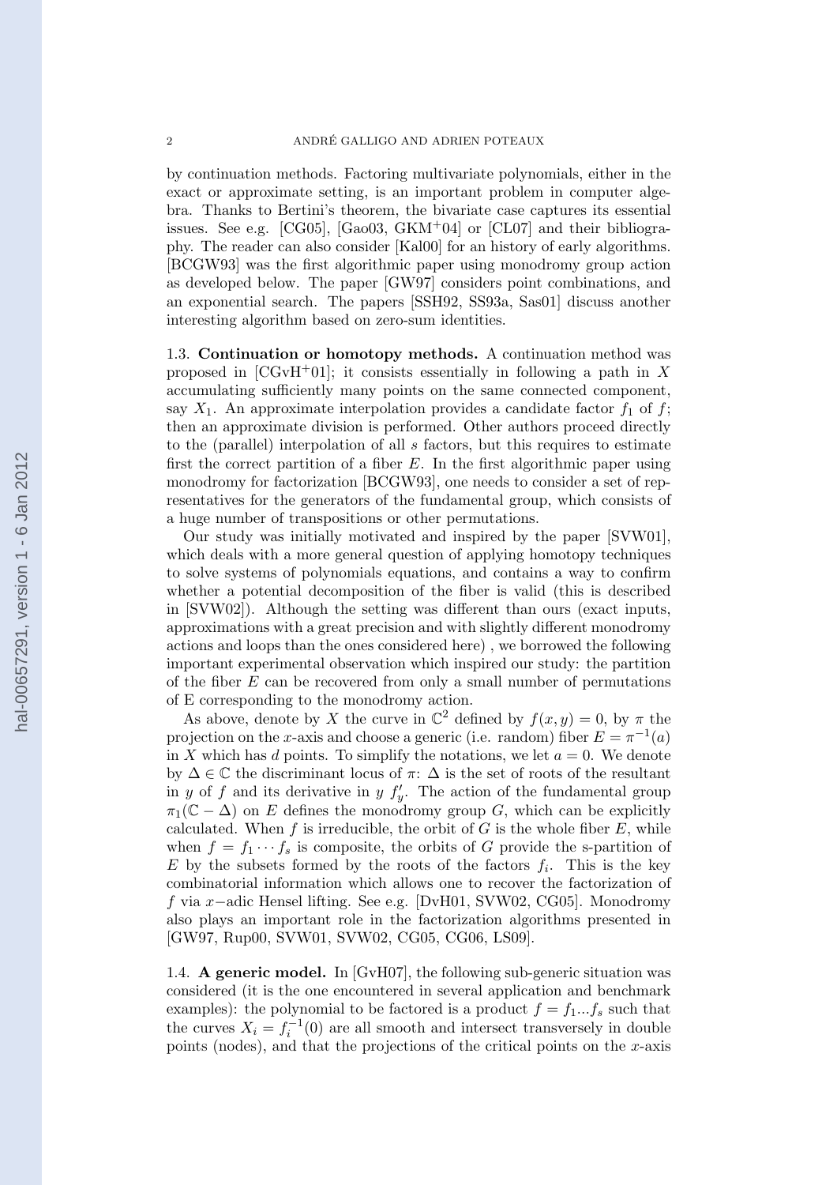by continuation methods. Factoring multivariate polynomials, either in the exact or approximate setting, is an important problem in computer algebra. Thanks to Bertini's theorem, the bivariate case captures its essential issues. See e.g. [CG05], [Gao03, GKM+04] or [CL07] and their bibliography. The reader can also consider [Kal00] for an history of early algorithms. [BCGW93] was the first algorithmic paper using monodromy group action as developed below. The paper [GW97] considers point combinations, and an exponential search. The papers [SSH92, SS93a, Sas01] discuss another interesting algorithm based on zero-sum identities.

1.3. **Continuation or homotopy methods.** A continuation method was proposed in [CGvH+01]; it consists essentially in following a path in $X$ accumulating sufficiently many points on the same connected component, say $X_1$. An approximate interpolation provides a candidate factor $f_1$ of $f$; then an approximate division is performed. Other authors proceed directly to the (parallel) interpolation of all $s$ factors, but this requires to estimate first the correct partition of a fiber $E$. In the first algorithmic paper using monodromy for factorization [BCGW93], one needs to consider a set of representatives for the generators of the fundamental group, which consists of a huge number of transpositions or other permutations.

Our study was initially motivated and inspired by the paper [SVW01], which deals with a more general question of applying homotopy techniques to solve systems of polynomials equations, and contains a way to confirm whether a potential decomposition of the fiber is valid (this is described in [SVW02]). Although the setting was different than ours (exact inputs, approximations with a great precision and with slightly different monodromy actions and loops than the ones considered here) , we borrowed the following important experimental observation which inspired our study: the partition of the fiber $E$ can be recovered from only a small number of permutations of E corresponding to the monodromy action.

As above, denote by $X$ the curve in $\mathbb{C}^2$ defined by $f(x, y) = 0$, by $\pi$ the projection on the $x$-axis and choose a generic (i.e. random) fiber $E = \pi^{-1}(a)$ in $X$ which has $d$ points. To simplify the notations, we let $a = 0$. We denote by $\Delta \in \mathbb{C}$ the discriminant locus of $\pi$: $\Delta$ is the set of roots of the resultant in $y$ of $f$ and its derivative in $y$ $f'_y$. The action of the fundamental group $\pi_1(\mathbb{C} - \Delta)$ on $E$ defines the monodromy group $G$, which can be explicitly calculated. When $f$ is irreducible, the orbit of $G$ is the whole fiber $E$, while when $f = f_1 \cdots f_s$ is composite, the orbits of $G$ provide the s-partition of $E$ by the subsets formed by the roots of the factors $f_i$. This is the key combinatorial information which allows one to recover the factorization of $f$ via $x-$adic Hensel lifting. See e.g. [DvH01, SVW02, CG05]. Monodromy also plays an important role in the factorization algorithms presented in [GW97, Rup00, SVW01, SVW02, CG05, CG06, LS09].

1.4. **A generic model.** In [GvH07], the following sub-generic situation was considered (it is the one encountered in several application and benchmark examples): the polynomial to be factored is a product $f = f_1 ... f_s$ such that the curves $X_i = f_i^{-1}(0)$ are all smooth and intersect transversely in double points (nodes), and that the projections of the critical points on the $x$-axis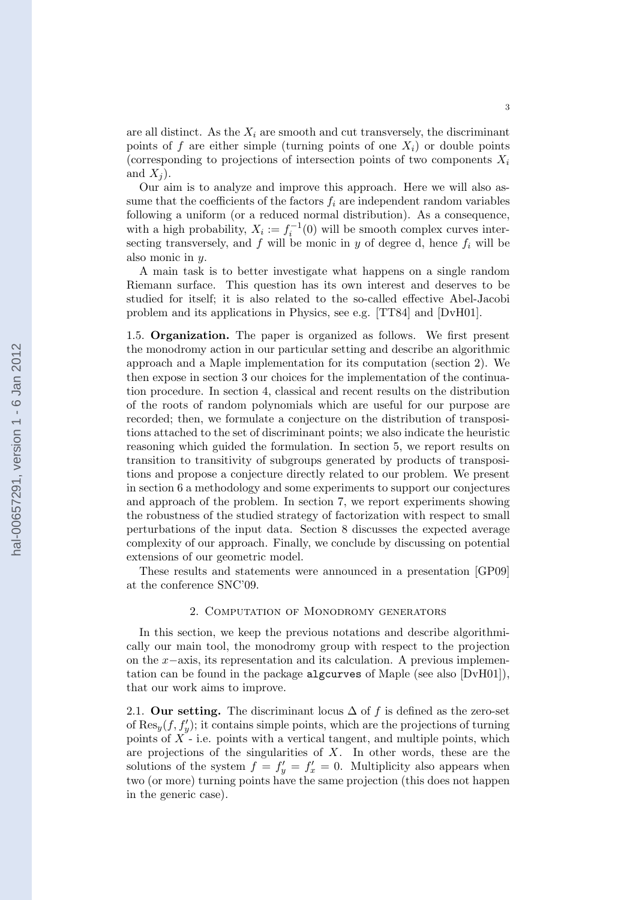are all distinct. As the $X_i$ are smooth and cut transversely, the discriminant points of $f$ are either simple (turning points of one $X_i$) or double points (corresponding to projections of intersection points of two components $X_i$ and $X_j$).

Our aim is to analyze and improve this approach. Here we will also assume that the coefficients of the factors $f_i$ are independent random variables following a uniform (or a reduced normal distribution). As a consequence, with a high probability, $X_i := f_i^{-1}(0)$ will be smooth complex curves intersecting transversely, and $f$ will be monic in $y$ of degree d, hence $f_i$ will be also monic in $y$.

A main task is to better investigate what happens on a single random Riemann surface. This question has its own interest and deserves to be studied for itself; it is also related to the so-called effective Abel-Jacobi problem and its applications in Physics, see e.g. [TT84] and [DvH01].

1.5. **Organization.** The paper is organized as follows. We first present the monodromy action in our particular setting and describe an algorithmic approach and a Maple implementation for its computation (section 2). We then expose in section 3 our choices for the implementation of the continuation procedure. In section 4, classical and recent results on the distribution of the roots of random polynomials which are useful for our purpose are recorded; then, we formulate a conjecture on the distribution of transpositions attached to the set of discriminant points; we also indicate the heuristic reasoning which guided the formulation. In section 5, we report results on transition to transitivity of subgroups generated by products of transpositions and propose a conjecture directly related to our problem. We present in section 6 a methodology and some experiments to support our conjectures and approach of the problem. In section 7, we report experiments showing the robustness of the studied strategy of factorization with respect to small perturbations of the input data. Section 8 discusses the expected average complexity of our approach. Finally, we conclude by discussing on potential extensions of our geometric model.

These results and statements were announced in a presentation [GP09] at the conference SNC'09.

## 2. Computation of Monodromy generators

In this section, we keep the previous notations and describe algorithmically our main tool, the monodromy group with respect to the projection on the $x-$axis, its representation and its calculation. A previous implementation can be found in the package `algcurves` of Maple (see also [DvH01]), that our work aims to improve.

2.1. **Our setting.** The discriminant locus $\Delta$ of $f$ is defined as the zero-set of $\mathrm{Res}_y(f, f'_y)$; it contains simple points, which are the projections of turning points of $X$ - i.e. points with a vertical tangent, and multiple points, which are projections of the singularities of $X$. In other words, these are the solutions of the system $f = f'_y = f'_x = 0$. Multiplicity also appears when two (or more) turning points have the same projection (this does not happen in the generic case).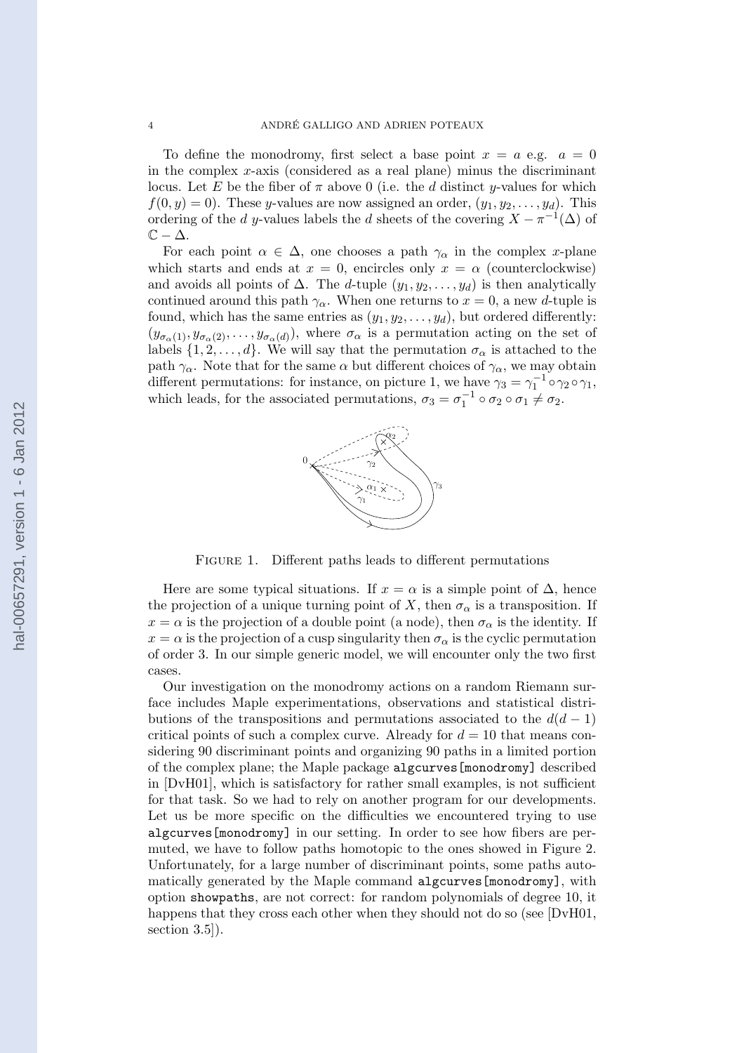To define the monodromy, first select a base point $x = a$ e.g. $a = 0$ in the complex $x$-axis (considered as a real plane) minus the discriminant locus. Let $E$ be the fiber of $\pi$ above 0 (i.e. the $d$ distinct $y$-values for which $f(0, y) = 0$). These $y$-values are now assigned an order, $(y_1, y_2, \ldots, y_d)$. This ordering of the $d$ $y$-values labels the $d$ sheets of the covering $X - \pi^{-1}(\Delta)$ of $\mathbb{C} - \Delta$.

For each point $\alpha \in \Delta$, one chooses a path $\gamma_\alpha$ in the complex $x$-plane which starts and ends at $x = 0$, encircles only $x = \alpha$ (counterclockwise) and avoids all points of $\Delta$. The $d$-tuple $(y_1, y_2, \ldots, y_d)$ is then analytically continued around this path $\gamma_\alpha$. When one returns to $x = 0$, a new $d$-tuple is found, which has the same entries as $(y_1, y_2, \ldots, y_d)$, but ordered differently: $(y_{\sigma_\alpha(1)}, y_{\sigma_\alpha(2)}, \ldots, y_{\sigma_\alpha(d)})$, where $\sigma_\alpha$ is a permutation acting on the set of labels $\{1, 2, \ldots, d\}$. We will say that the permutation $\sigma_\alpha$ is attached to the path $\gamma_\alpha$. Note that for the same $\alpha$ but different choices of $\gamma_\alpha$, we may obtain different permutations: for instance, on picture 1, we have $\gamma_3 = \gamma_1^{-1} \circ \gamma_2 \circ \gamma_1$, which leads, for the associated permutations, $\sigma_3 = \sigma_1^{-1} \circ \sigma_2 \circ \sigma_1 \neq \sigma_2$.

Figure 1. Different paths leads to different permutations

Here are some typical situations. If $x = \alpha$ is a simple point of $\Delta$, hence the projection of a unique turning point of $X$, then $\sigma_\alpha$ is a transposition. If $x = \alpha$ is the projection of a double point (a node), then $\sigma_\alpha$ is the identity. If $x = \alpha$ is the projection of a cusp singularity then $\sigma_\alpha$ is the cyclic permutation of order 3. In our simple generic model, we will encounter only the two first cases.

Our investigation on the monodromy actions on a random Riemann surface includes Maple experimentations, observations and statistical distributions of the transpositions and permutations associated to the $d(d-1)$ critical points of such a complex curve. Already for $d = 10$ that means considering 90 discriminant points and organizing 90 paths in a limited portion of the complex plane; the Maple package `algcurves[monodromy]` described in [DvH01], which is satisfactory for rather small examples, is not sufficient for that task. So we had to rely on another program for our developments. Let us be more specific on the difficulties we encountered trying to use `algcurves[monodromy]` in our setting. In order to see how fibers are permuted, we have to follow paths homotopic to the ones showed in Figure 2. Unfortunately, for a large number of discriminant points, some paths automatically generated by the Maple command `algcurves[monodromy]`, with option `showpaths`, are not correct: for random polynomials of degree 10, it happens that they cross each other when they should not do so (see [DvH01, section 3.5]).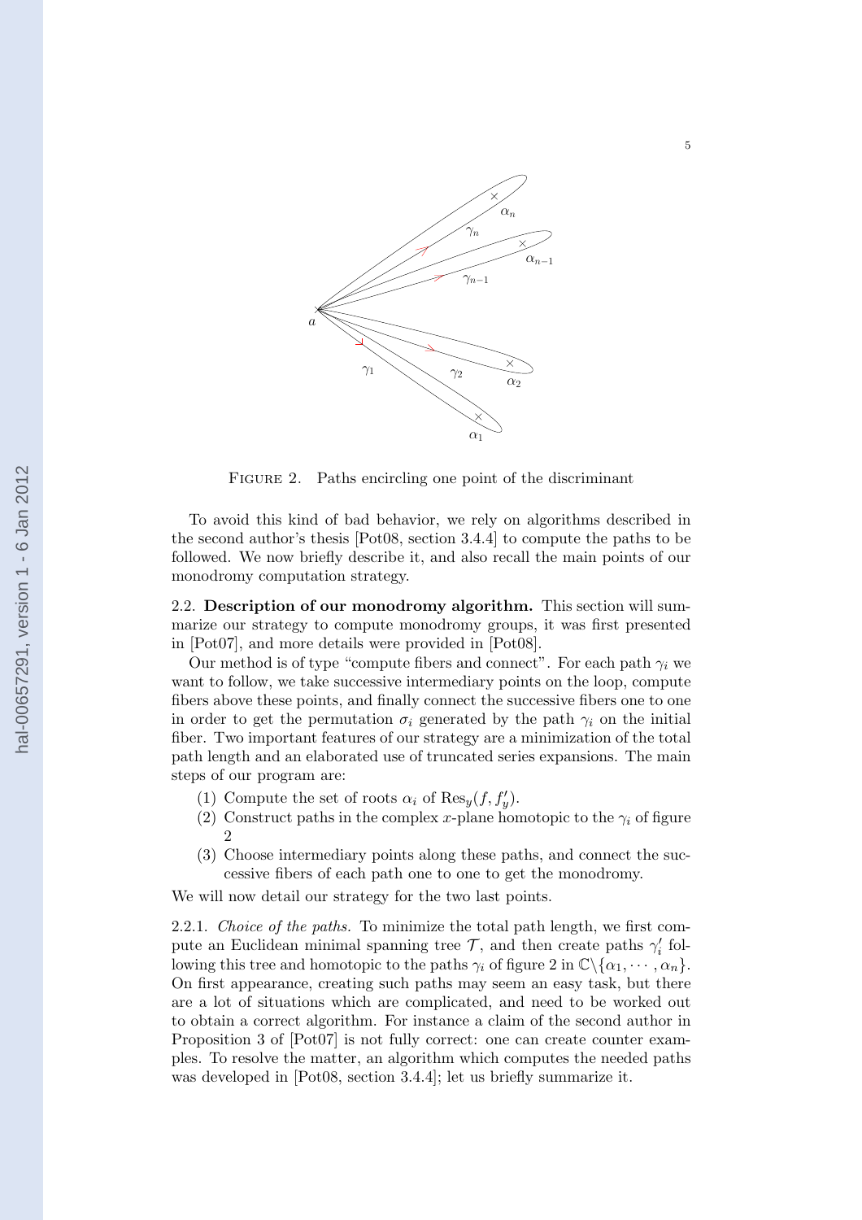Figure 2. Paths encircling one point of the discriminant

To avoid this kind of bad behavior, we rely on algorithms described in the second author's thesis [Pot08, section 3.4.4] to compute the paths to be followed. We now briefly describe it, and also recall the main points of our monodromy computation strategy.

2.2. **Description of our monodromy algorithm.** This section will summarize our strategy to compute monodromy groups, it was first presented in [Pot07], and more details were provided in [Pot08].

Our method is of type "compute fibers and connect". For each path $\gamma_i$ we want to follow, we take successive intermediary points on the loop, compute fibers above these points, and finally connect the successive fibers one to one in order to get the permutation $\sigma_i$ generated by the path $\gamma_i$ on the initial fiber. Two important features of our strategy are a minimization of the total path length and an elaborated use of truncated series expansions. The main steps of our program are:

1. Compute the set of roots $\alpha_i$ of $\text{Res}_y(f, f'_y)$.
2. Construct paths in the complex $x$-plane homotopic to the $\gamma_i$ of figure 2
3. Choose intermediary points along these paths, and connect the successive fibers of each path one to one to get the monodromy.

We will now detail our strategy for the two last points.

2.2.1. *Choice of the paths.* To minimize the total path length, we first compute an Euclidean minimal spanning tree $\mathcal{T}$, and then create paths $\gamma'_i$ following this tree and homotopic to the paths $\gamma_i$ of figure 2 in $\mathbb{C}\backslash\{\alpha_1, \cdots, \alpha_n\}$. On first appearance, creating such paths may seem an easy task, but there are a lot of situations which are complicated, and need to be worked out to obtain a correct algorithm. For instance a claim of the second author in Proposition 3 of [Pot07] is not fully correct: one can create counter examples. To resolve the matter, an algorithm which computes the needed paths was developed in [Pot08, section 3.4.4]; let us briefly summarize it.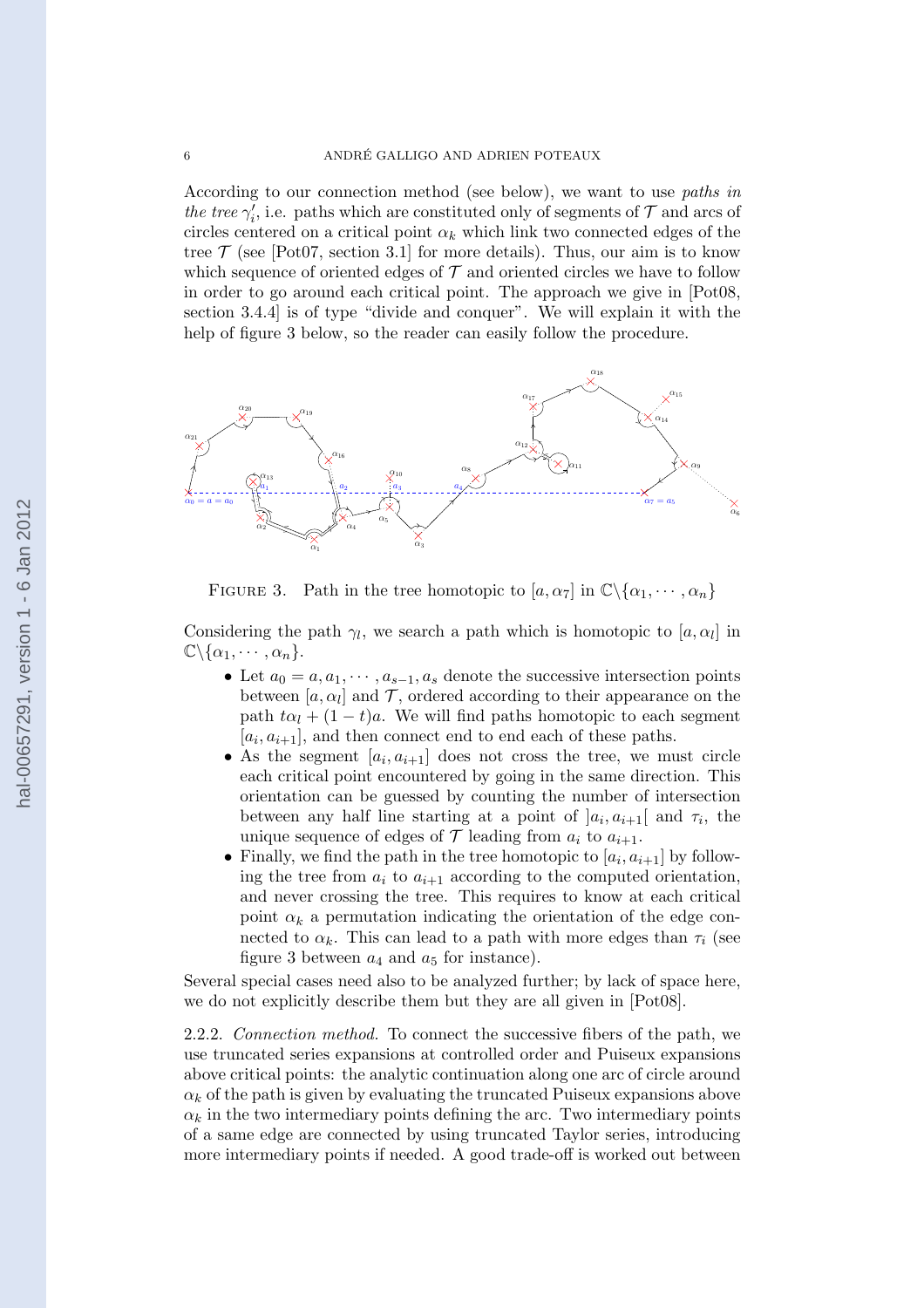According to our connection method (see below), we want to use *paths in the tree* $\gamma_i'$, i.e. paths which are constituted only of segments of $\mathcal{T}$ and arcs of circles centered on a critical point $\alpha_k$ which link two connected edges of the tree $\mathcal{T}$ (see [Pot07, section 3.1] for more details). Thus, our aim is to know which sequence of oriented edges of $\mathcal{T}$ and oriented circles we have to follow in order to go around each critical point. The approach we give in [Pot08, section 3.4.4] is of type "divide and conquer". We will explain it with the help of figure 3 below, so the reader can easily follow the procedure.

FIGURE 3. Path in the tree homotopic to $[a, \alpha_7]$ in $\mathbb{C}\backslash\{\alpha_1, \cdots, \alpha_n\}$

Considering the path $\gamma_l$, we search a path which is homotopic to $[a, \alpha_l]$ in $\mathbb{C}\backslash\{\alpha_1, \cdots, \alpha_n\}$.

- Let $a_0 = a, a_1, \cdots, a_{s-1}, a_s$ denote the successive intersection points between $[a, \alpha_l]$ and $\mathcal{T}$, ordered according to their appearance on the path $t\alpha_l + (1-t)a$. We will find paths homotopic to each segment $[a_i, a_{i+1}]$, and then connect end to end each of these paths.
- As the segment $[a_i, a_{i+1}]$ does not cross the tree, we must circle each critical point encountered by going in the same direction. This orientation can be guessed by counting the number of intersection between any half line starting at a point of $]a_i, a_{i+1}[$ and $\tau_i$, the unique sequence of edges of $\mathcal{T}$ leading from $a_i$ to $a_{i+1}$.
- Finally, we find the path in the tree homotopic to $[a_i, a_{i+1}]$ by following the tree from $a_i$ to $a_{i+1}$ according to the computed orientation, and never crossing the tree. This requires to know at each critical point $\alpha_k$ a permutation indicating the orientation of the edge connected to $\alpha_k$. This can lead to a path with more edges than $\tau_i$ (see figure 3 between $a_4$ and $a_5$ for instance).

Several special cases need also to be analyzed further; by lack of space here, we do not explicitly describe them but they are all given in [Pot08].

2.2.2. *Connection method.* To connect the successive fibers of the path, we use truncated series expansions at controlled order and Puiseux expansions above critical points: the analytic continuation along one arc of circle around $\alpha_k$ of the path is given by evaluating the truncated Puiseux expansions above $\alpha_k$ in the two intermediary points defining the arc. Two intermediary points of a same edge are connected by using truncated Taylor series, introducing more intermediary points if needed. A good trade-off is worked out between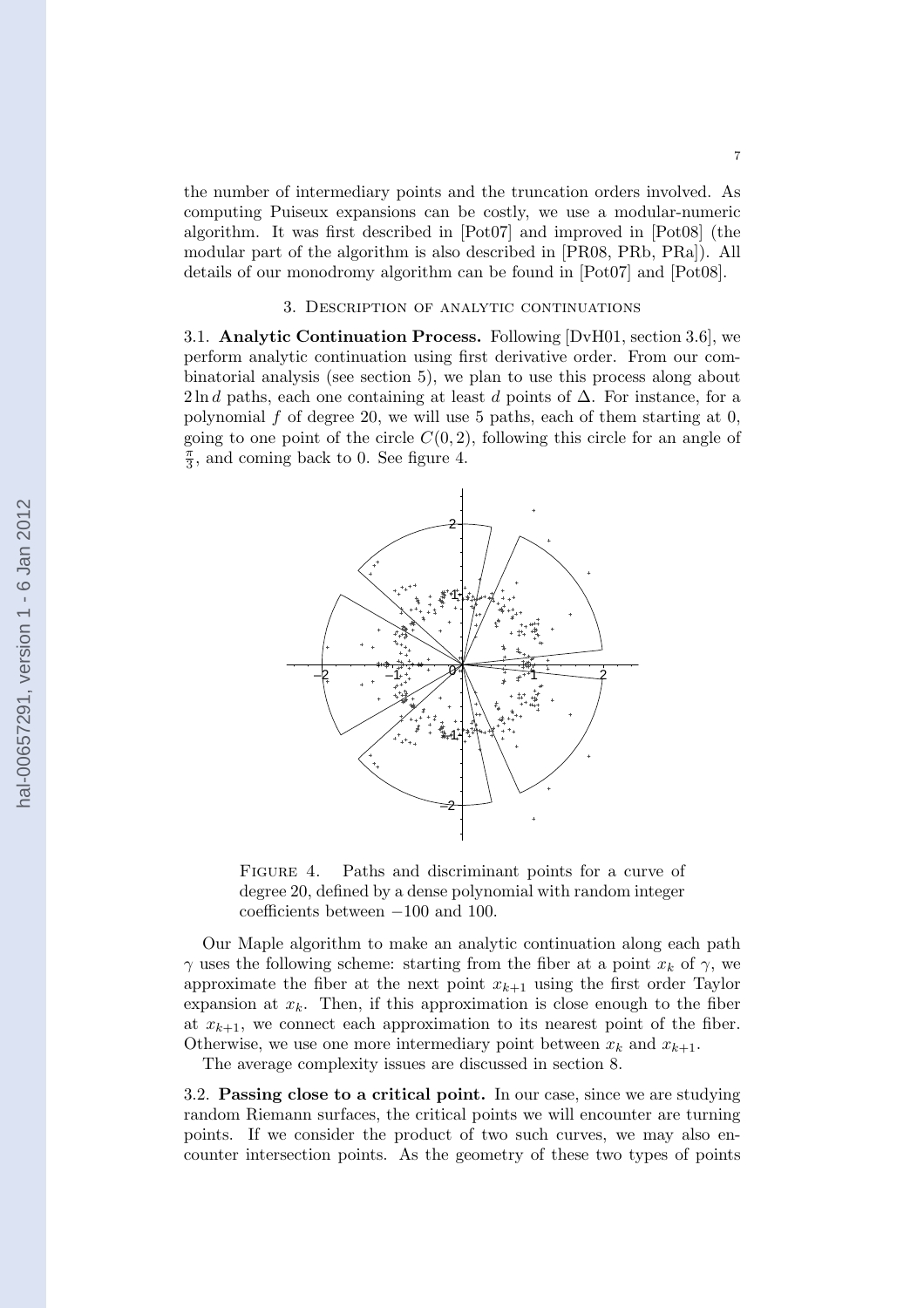the number of intermediary points and the truncation orders involved. As computing Puiseux expansions can be costly, we use a modular-numeric algorithm. It was first described in [Pot07] and improved in [Pot08] (the modular part of the algorithm is also described in [PR08, PRb, PRa]). All details of our monodromy algorithm can be found in [Pot07] and [Pot08].

## 3. Description of analytic continuations

**3.1. Analytic Continuation Process.** Following [DvH01, section 3.6], we perform analytic continuation using first derivative order. From our combinatorial analysis (see section 5), we plan to use this process along about $2 \ln d$ paths, each one containing at least $d$ points of $\Delta$. For instance, for a polynomial $f$ of degree 20, we will use 5 paths, each of them starting at 0, going to one point of the circle $C(0, 2)$, following this circle for an angle of $\frac{\pi}{3}$, and coming back to 0. See figure 4.

Figure 4. Paths and discriminant points for a curve of degree 20, defined by a dense polynomial with random integer coefficients between $-100$ and 100.

Our Maple algorithm to make an analytic continuation along each path $\gamma$ uses the following scheme: starting from the fiber at a point $x_k$ of $\gamma$, we approximate the fiber at the next point $x_{k+1}$ using the first order Taylor expansion at $x_k$. Then, if this approximation is close enough to the fiber at $x_{k+1}$, we connect each approximation to its nearest point of the fiber. Otherwise, we use one more intermediary point between $x_k$ and $x_{k+1}$.

The average complexity issues are discussed in section 8.

**3.2. Passing close to a critical point.** In our case, since we are studying random Riemann surfaces, the critical points we will encounter are turning points. If we consider the product of two such curves, we may also encounter intersection points. As the geometry of these two types of points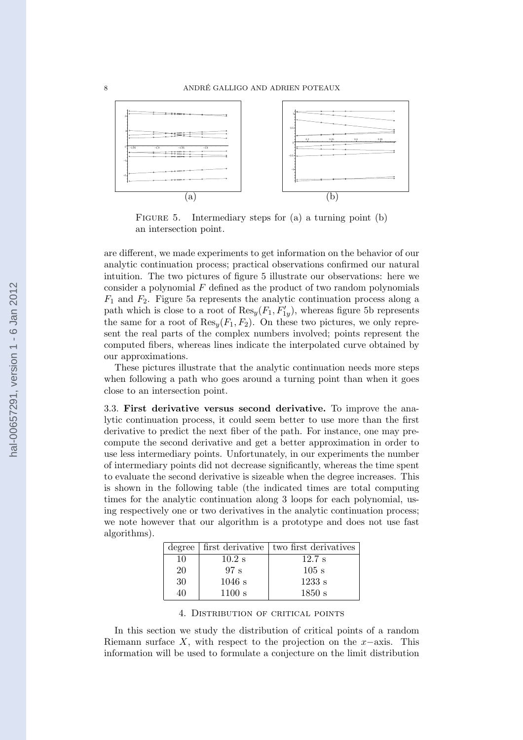FIGURE 5. Intermediary steps for (a) a turning point (b) an intersection point.

are different, we made experiments to get information on the behavior of our analytic continuation process; practical observations confirmed our natural intuition. The two pictures of figure 5 illustrate our observations: here we consider a polynomial $F$ defined as the product of two random polynomials $F_1$ and $F_2$. Figure 5a represents the analytic continuation process along a path which is close to a root of $\mathrm{Res}_y(F_1, F'_{1y})$, whereas figure 5b represents the same for a root of $\mathrm{Res}_y(F_1, F_2)$. On these two pictures, we only represent the real parts of the complex numbers involved; points represent the computed fibers, whereas lines indicate the interpolated curve obtained by our approximations.

These pictures illustrate that the analytic continuation needs more steps when following a path who goes around a turning point than when it goes close to an intersection point.

### 3.3. First derivative versus second derivative.

To improve the analytic continuation process, it could seem better to use more than the first derivative to predict the next fiber of the path. For instance, one may precompute the second derivative and get a better approximation in order to use less intermediary points. Unfortunately, in our experiments the number of intermediary points did not decrease significantly, whereas the time spent to evaluate the second derivative is sizeable when the degree increases. This is shown in the following table (the indicated times are total computing times for the analytic continuation along 3 loops for each polynomial, using respectively one or two derivatives in the analytic continuation process; we note however that our algorithm is a prototype and does not use fast algorithms).

| degree | first derivative | two first derivatives |
|---|---|---|
| 10 | 10.2 s | 12.7 s |
| 20 | 97 s | 105 s |
| 30 | 1046 s | 1233 s |
| 40 | 1100 s | 1850 s |

## 4. Distribution of critical points

In this section we study the distribution of critical points of a random Riemann surface $X$, with respect to the projection on the $x-$axis. This information will be used to formulate a conjecture on the limit distribution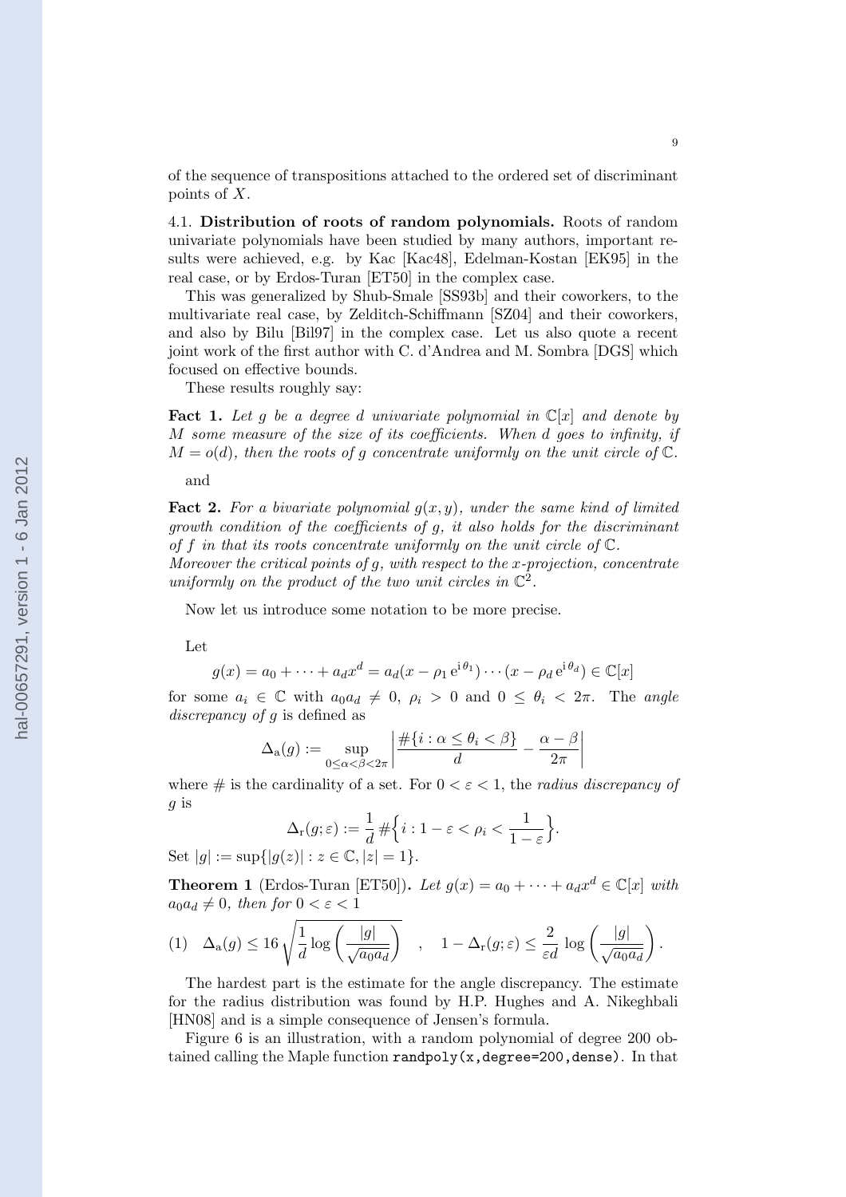of the sequence of transpositions attached to the ordered set of discriminant points of $X$.

4.1. **Distribution of roots of random polynomials.** Roots of random univariate polynomials have been studied by many authors, important results were achieved, e.g. by Kac [Kac48], Edelman-Kostan [EK95] in the real case, or by Erdos-Turan [ET50] in the complex case.

This was generalized by Shub-Smale [SS93b] and their coworkers, to the multivariate real case, by Zelditch-Schiffmann [SZ04] and their coworkers, and also by Bilu [Bil97] in the complex case. Let us also quote a recent joint work of the first author with C. d'Andrea and M. Sombra [DGS] which focused on effective bounds.

These results roughly say:

**Fact 1.** *Let $g$ be a degree $d$ univariate polynomial in $\mathbb{C}[x]$ and denote by $M$ some measure of the size of its coefficients. When $d$ goes to infinity, if $M = o(d)$, then the roots of $g$ concentrate uniformly on the unit circle of $\mathbb{C}$.*

and

**Fact 2.** *For a bivariate polynomial $g(x, y)$, under the same kind of limited growth condition of the coefficients of $g$, it also holds for the discriminant of $f$ in that its roots concentrate uniformly on the unit circle of $\mathbb{C}$.*
*Moreover the critical points of $g$, with respect to the $x$-projection, concentrate uniformly on the product of the two unit circles in $\mathbb{C}^2$.*

Now let us introduce some notation to be more precise.

Let

$$g(x) = a_0 + \cdots + a_d x^d = a_d(x - \rho_1 \,\mathrm{e}^{\mathrm{i}\,\theta_1}) \cdots (x - \rho_d \,\mathrm{e}^{\mathrm{i}\,\theta_d}) \in \mathbb{C}[x]$$

for some $a_i \in \mathbb{C}$ with $a_0 a_d \neq 0$, $\rho_i > 0$ and $0 \leq \theta_i < 2\pi$. The *angle discrepancy of $g$* is defined as

$$\Delta_{\mathrm{a}}(g) := \sup_{0 \leq \alpha < \beta < 2\pi} \left| \frac{\#\{i : \alpha \leq \theta_i < \beta\}}{d} - \frac{\alpha - \beta}{2\pi} \right|$$

where $\#$ is the cardinality of a set. For $0 < \varepsilon < 1$, the *radius discrepancy of $g$* is

$$\Delta_{\mathrm{r}}(g; \varepsilon) := \frac{1}{d} \#\Big\{ i : 1 - \varepsilon < \rho_i < \frac{1}{1 - \varepsilon} \Big\}.$$

Set $|g| := \sup\{|g(z)| : z \in \mathbb{C}, |z| = 1\}$.

**Theorem 1** (Erdos-Turan [ET50])**.** *Let $g(x) = a_0 + \cdots + a_d x^d \in \mathbb{C}[x]$ with $a_0 a_d \neq 0$, then for $0 < \varepsilon < 1$*

$$(1) \quad \Delta_{\mathrm{a}}(g) \leq 16 \sqrt{\frac{1}{d} \log\left(\frac{|g|}{\sqrt{a_0 a_d}}\right)} \quad , \quad 1 - \Delta_{\mathrm{r}}(g; \varepsilon) \leq \frac{2}{\varepsilon d} \log\left(\frac{|g|}{\sqrt{a_0 a_d}}\right).$$

The hardest part is the estimate for the angle discrepancy. The estimate for the radius distribution was found by H.P. Hughes and A. Nikeghbali [HN08] and is a simple consequence of Jensen's formula.

Figure 6 is an illustration, with a random polynomial of degree 200 obtained calling the Maple function `randpoly(x,degree=200,dense)`. In that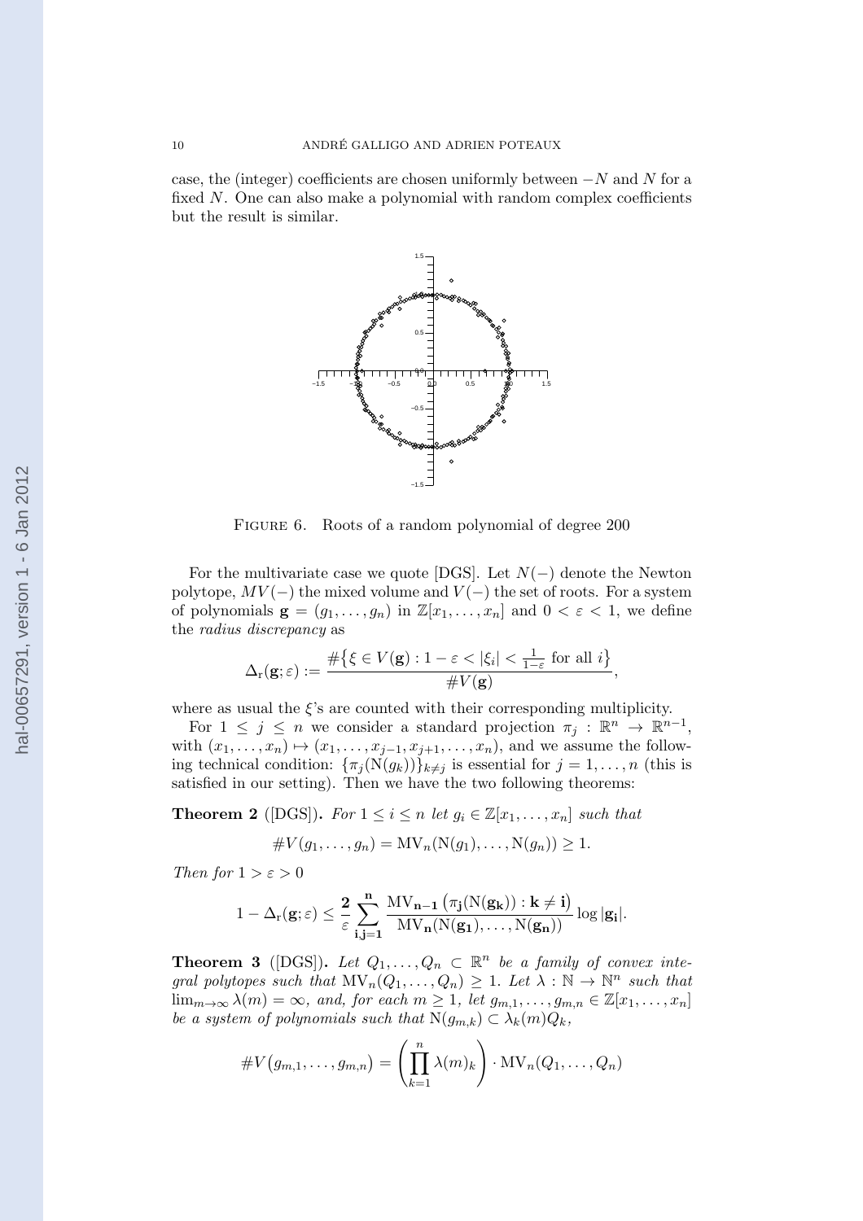case, the (integer) coefficients are chosen uniformly between $-N$ and $N$ for a fixed $N$. One can also make a polynomial with random complex coefficients but the result is similar.

Figure 6. Roots of a random polynomial of degree 200

For the multivariate case we quote [DGS]. Let $N(-)$ denote the Newton polytope, $MV(-)$ the mixed volume and $V(-)$ the set of roots. For a system of polynomials $\mathbf{g} = (g_1, \dots, g_n)$ in $\mathbb{Z}[x_1, \dots, x_n]$ and $0 < \varepsilon < 1$, we define the *radius discrepancy* as

$$\Delta_{\mathrm{r}}(\mathbf{g}; \varepsilon) := \frac{\#\{\xi \in V(\mathbf{g}) : 1 - \varepsilon < |\xi_i| < \frac{1}{1-\varepsilon} \text{ for all } i\}}{\#V(\mathbf{g})},$$

where as usual the $\xi$'s are counted with their corresponding multiplicity.

For $1 \le j \le n$ we consider a standard projection $\pi_j : \mathbb{R}^n \to \mathbb{R}^{n-1}$, with $(x_1, \dots, x_n) \mapsto (x_1, \dots, x_{j-1}, x_{j+1}, \dots, x_n)$, and we assume the following technical condition: $\{\pi_j(\mathrm{N}(g_k))\}_{k \neq j}$ is essential for $j = 1, \dots, n$ (this is satisfied in our setting). Then we have the two following theorems:

**Theorem 2** ([DGS]). *For $1 \le i \le n$ let $g_i \in \mathbb{Z}[x_1, \dots, x_n]$ such that*

$$\#V(g_1, \dots, g_n) = \mathrm{MV}_n(\mathrm{N}(g_1), \dots, \mathrm{N}(g_n)) \ge 1.$$

*Then for $1 > \varepsilon > 0$*

$$1 - \Delta_{\mathrm{r}}(\mathbf{g}; \varepsilon) \le \frac{\mathbf{2}}{\varepsilon} \sum_{\mathbf{i},\mathbf{j}=\mathbf{1}}^{\mathbf{n}} \frac{\mathrm{MV}_{\mathbf{n-1}}\left(\pi_{\mathbf{j}}(\mathrm{N}(\mathbf{g_k})) : \mathbf{k} \neq \mathbf{i}\right)}{\mathrm{MV}_{\mathbf{n}}(\mathrm{N}(\mathbf{g_1}), \dots, \mathrm{N}(\mathbf{g_n}))} \log |\mathbf{g_i}|.$$

**Theorem 3** ([DGS]). *Let $Q_1, \dots, Q_n \subset \mathbb{R}^n$ be a family of convex integral polytopes such that $\mathrm{MV}_n(Q_1, \dots, Q_n) \ge 1$. Let $\lambda : \mathbb{N} \to \mathbb{N}^n$ such that $\lim_{m \to \infty} \lambda(m) = \infty$, and, for each $m \ge 1$, let $g_{m,1}, \dots, g_{m,n} \in \mathbb{Z}[x_1, \dots, x_n]$ be a system of polynomials such that $\mathrm{N}(g_{m,k}) \subset \lambda_k(m) Q_k$,*

$$\#V\big(g_{m,1}, \dots, g_{m,n}\big) = \left(\prod_{k=1}^{n} \lambda(m)_k\right) \cdot \mathrm{MV}_n(Q_1, \dots, Q_n)$$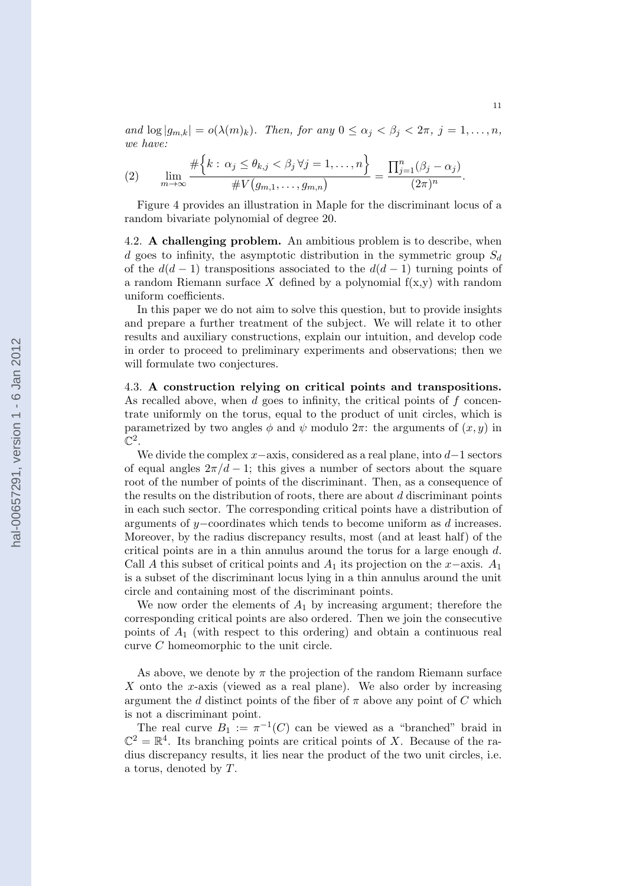*and* $\log |g_{m,k}| = o(\lambda(m)_k)$. *Then, for any* $0 \le \alpha_j < \beta_j < 2\pi$, $j = 1, \ldots, n$, *we have:*

$$\lim_{m\to\infty} \frac{\#\Big\{k : \alpha_j \le \theta_{k,j} < \beta_j \,\forall j = 1, \ldots, n\Big\}}{\#V\big(g_{m,1}, \ldots, g_{m,n}\big)} = \frac{\prod_{j=1}^n (\beta_j - \alpha_j)}{(2\pi)^n}. \tag{2}$$

Figure 4 provides an illustration in Maple for the discriminant locus of a random bivariate polynomial of degree 20.

4.2. **A challenging problem.** An ambitious problem is to describe, when $d$ goes to infinity, the asymptotic distribution in the symmetric group $S_d$ of the $d(d-1)$ transpositions associated to the $d(d-1)$ turning points of a random Riemann surface $X$ defined by a polynomial f(x,y) with random uniform coefficients.

In this paper we do not aim to solve this question, but to provide insights and prepare a further treatment of the subject. We will relate it to other results and auxiliary constructions, explain our intuition, and develop code in order to proceed to preliminary experiments and observations; then we will formulate two conjectures.

4.3. **A construction relying on critical points and transpositions.** As recalled above, when $d$ goes to infinity, the critical points of $f$ concentrate uniformly on the torus, equal to the product of unit circles, which is parametrized by two angles $\phi$ and $\psi$ modulo $2\pi$: the arguments of $(x, y)$ in $\mathbb{C}^2$.

We divide the complex $x-$axis, considered as a real plane, into $d-1$ sectors of equal angles $2\pi/d-1$; this gives a number of sectors about the square root of the number of points of the discriminant. Then, as a consequence of the results on the distribution of roots, there are about $d$ discriminant points in each such sector. The corresponding critical points have a distribution of arguments of $y-$coordinates which tends to become uniform as $d$ increases. Moreover, by the radius discrepancy results, most (and at least half) of the critical points are in a thin annulus around the torus for a large enough $d$. Call $A$ this subset of critical points and $A_1$ its projection on the $x-$axis. $A_1$ is a subset of the discriminant locus lying in a thin annulus around the unit circle and containing most of the discriminant points.

We now order the elements of $A_1$ by increasing argument; therefore the corresponding critical points are also ordered. Then we join the consecutive points of $A_1$ (with respect to this ordering) and obtain a continuous real curve $C$ homeomorphic to the unit circle.

As above, we denote by $\pi$ the projection of the random Riemann surface $X$ onto the $x$-axis (viewed as a real plane). We also order by increasing argument the $d$ distinct points of the fiber of $\pi$ above any point of $C$ which is not a discriminant point.

The real curve $B_1 := \pi^{-1}(C)$ can be viewed as a "branched" braid in $\mathbb{C}^2 = \mathbb{R}^4$. Its branching points are critical points of $X$. Because of the radius discrepancy results, it lies near the product of the two unit circles, i.e. a torus, denoted by $T$.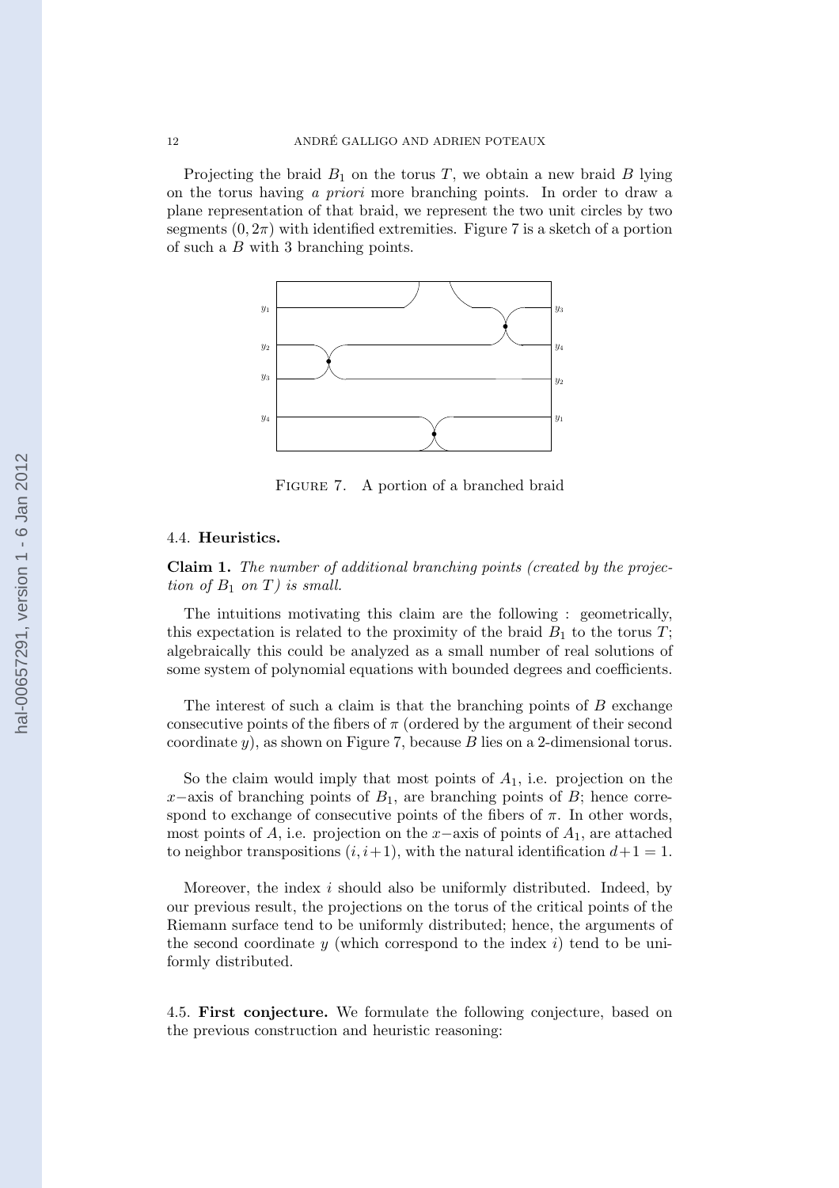Projecting the braid $B_1$ on the torus $T$, we obtain a new braid $B$ lying on the torus having *a priori* more branching points. In order to draw a plane representation of that braid, we represent the two unit circles by two segments $(0, 2\pi)$ with identified extremities. Figure 7 is a sketch of a portion of such a $B$ with 3 branching points.

Figure 7. A portion of a branched braid

### 4.4. Heuristics.

**Claim 1.** *The number of additional branching points (created by the projection of $B_1$ on $T$) is small.*

The intuitions motivating this claim are the following : geometrically, this expectation is related to the proximity of the braid $B_1$ to the torus $T$; algebraically this could be analyzed as a small number of real solutions of some system of polynomial equations with bounded degrees and coefficients.

The interest of such a claim is that the branching points of $B$ exchange consecutive points of the fibers of $\pi$ (ordered by the argument of their second coordinate $y$), as shown on Figure 7, because $B$ lies on a 2-dimensional torus.

So the claim would imply that most points of $A_1$, i.e. projection on the $x-$axis of branching points of $B_1$, are branching points of $B$; hence correspond to exchange of consecutive points of the fibers of $\pi$. In other words, most points of $A$, i.e. projection on the $x-$axis of points of $A_1$, are attached to neighbor transpositions $(i, i+1)$, with the natural identification $d+1 = 1$.

Moreover, the index $i$ should also be uniformly distributed. Indeed, by our previous result, the projections on the torus of the critical points of the Riemann surface tend to be uniformly distributed; hence, the arguments of the second coordinate $y$ (which correspond to the index $i$) tend to be uniformly distributed.

### 4.5. First conjecture.

We formulate the following conjecture, based on the previous construction and heuristic reasoning: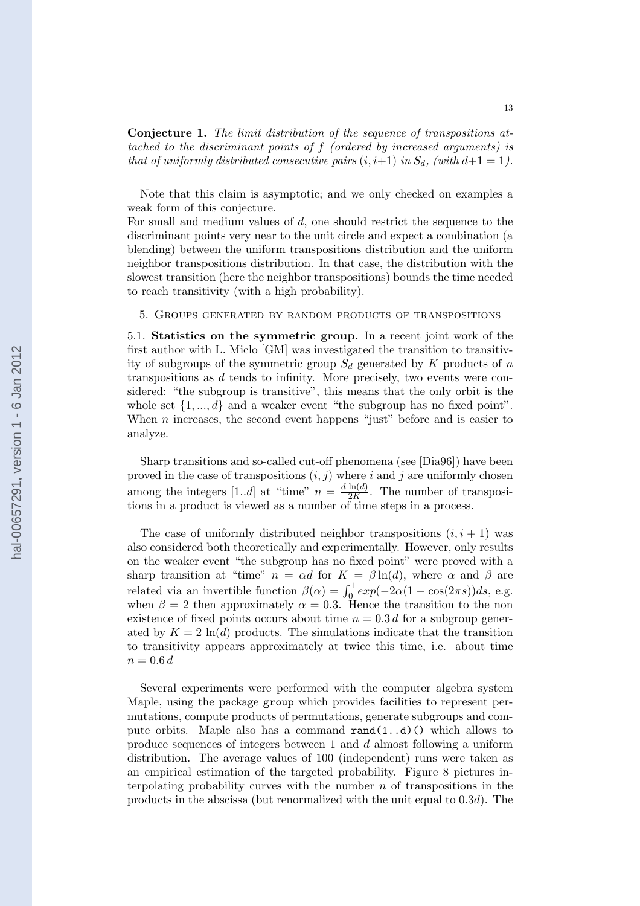**Conjecture 1.** *The limit distribution of the sequence of transpositions attached to the discriminant points of $f$ (ordered by increased arguments) is that of uniformly distributed consecutive pairs $(i, i+1)$ in $S_d$, (with $d+1 = 1$).*

Note that this claim is asymptotic; and we only checked on examples a weak form of this conjecture.
For small and medium values of $d$, one should restrict the sequence to the discriminant points very near to the unit circle and expect a combination (a blending) between the uniform transpositions distribution and the uniform neighbor transpositions distribution. In that case, the distribution with the slowest transition (here the neighbor transpositions) bounds the time needed to reach transitivity (with a high probability).

## 5. Groups generated by random products of transpositions

**5.1. Statistics on the symmetric group.** In a recent joint work of the first author with L. Miclo [GM] was investigated the transition to transitivity of subgroups of the symmetric group $S_d$ generated by $K$ products of $n$ transpositions as $d$ tends to infinity. More precisely, two events were considered: "the subgroup is transitive", this means that the only orbit is the whole set $\{1, ..., d\}$ and a weaker event "the subgroup has no fixed point". When $n$ increases, the second event happens "just" before and is easier to analyze.

Sharp transitions and so-called cut-off phenomena (see [Dia96]) have been proved in the case of transpositions $(i, j)$ where $i$ and $j$ are uniformly chosen among the integers $[1..d]$ at "time" $n = \frac{d \ln(d)}{2K}$. The number of transpositions in a product is viewed as a number of time steps in a process.

The case of uniformly distributed neighbor transpositions $(i, i+1)$ was also considered both theoretically and experimentally. However, only results on the weaker event "the subgroup has no fixed point" were proved with a sharp transition at "time" $n = \alpha d$ for $K = \beta \ln(d)$, where $\alpha$ and $\beta$ are related via an invertible function $\beta(\alpha) = \int_0^1 exp(-2\alpha(1 - \cos(2\pi s))ds$, e.g. when $\beta = 2$ then approximately $\alpha = 0.3$. Hence the transition to the non existence of fixed points occurs about time $n = 0.3\, d$ for a subgroup generated by $K = 2\, \ln(d)$ products. The simulations indicate that the transition to transitivity appears approximately at twice this time, i.e. about time $n = 0.6\, d$

Several experiments were performed with the computer algebra system Maple, using the package `group` which provides facilities to represent permutations, compute products of permutations, generate subgroups and compute orbits. Maple also has a command `rand(1..d)()` which allows to produce sequences of integers between 1 and $d$ almost following a uniform distribution. The average values of 100 (independent) runs were taken as an empirical estimation of the targeted probability. Figure 8 pictures interpolating probability curves with the number $n$ of transpositions in the products in the abscissa (but renormalized with the unit equal to $0.3d$). The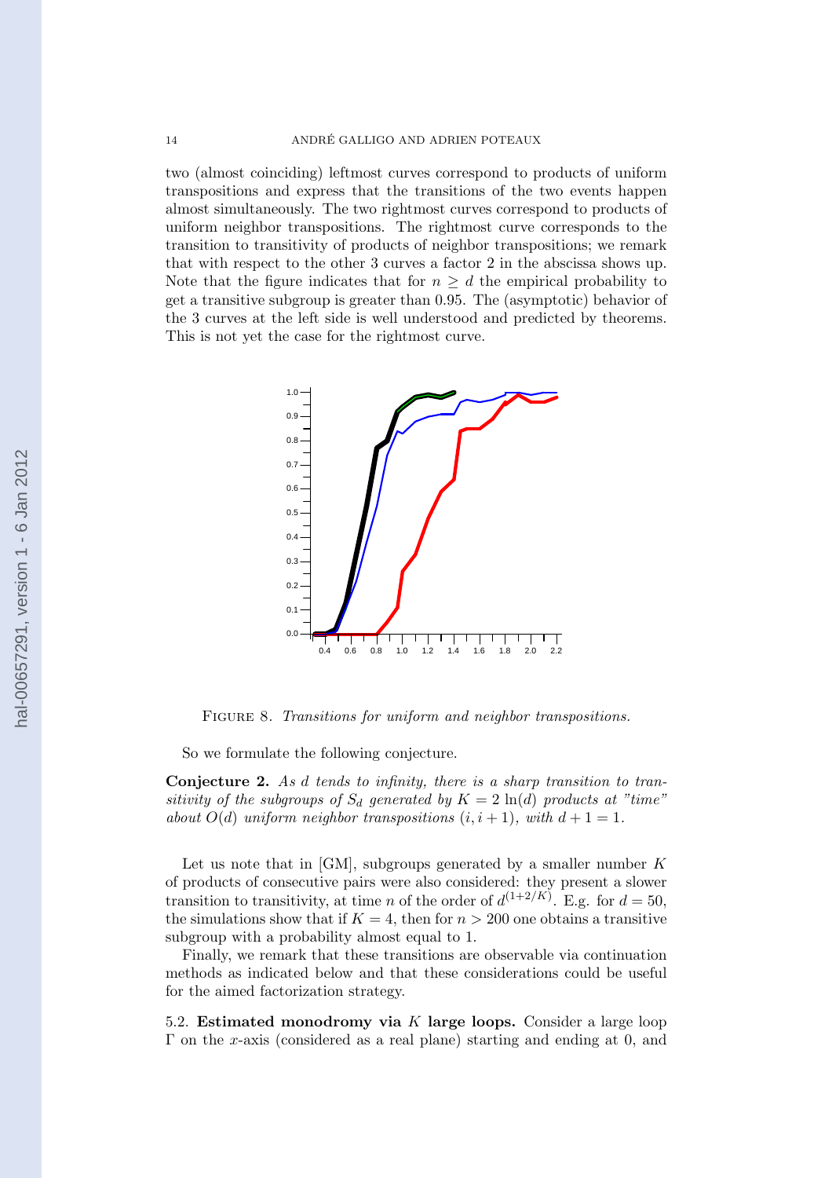two (almost coinciding) leftmost curves correspond to products of uniform transpositions and express that the transitions of the two events happen almost simultaneously. The two rightmost curves correspond to products of uniform neighbor transpositions. The rightmost curve corresponds to the transition to transitivity of products of neighbor transpositions; we remark that with respect to the other 3 curves a factor 2 in the abscissa shows up. Note that the figure indicates that for $n \geq d$ the empirical probability to get a transitive subgroup is greater than 0.95. The (asymptotic) behavior of the 3 curves at the left side is well understood and predicted by theorems. This is not yet the case for the rightmost curve.

FIGURE 8. *Transitions for uniform and neighbor transpositions.*

So we formulate the following conjecture.

**Conjecture 2.** *As $d$ tends to infinity, there is a sharp transition to transitivity of the subgroups of $S_d$ generated by $K = 2\,\ln(d)$ products at "time" about $O(d)$ uniform neighbor transpositions $(i, i+1)$, with $d+1 = 1$.*

Let us note that in [GM], subgroups generated by a smaller number $K$ of products of consecutive pairs were also considered: they present a slower transition to transitivity, at time $n$ of the order of $d^{(1+2/K)}$. E.g. for $d = 50$, the simulations show that if $K = 4$, then for $n > 200$ one obtains a transitive subgroup with a probability almost equal to 1.

Finally, we remark that these transitions are observable via continuation methods as indicated below and that these considerations could be useful for the aimed factorization strategy.

5.2. **Estimated monodromy via $K$ large loops.** Consider a large loop $\Gamma$ on the $x$-axis (considered as a real plane) starting and ending at 0, and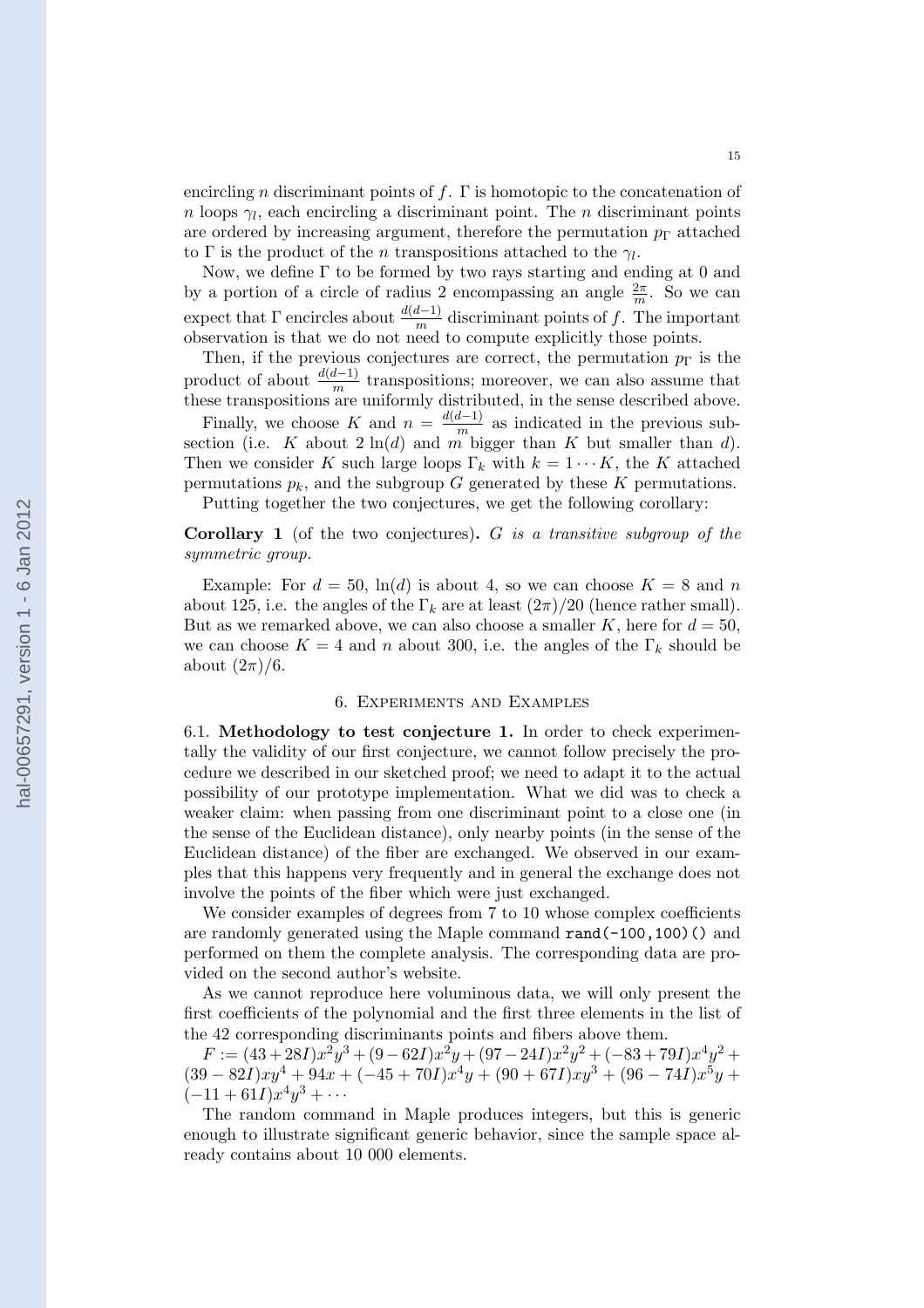encircling $n$ discriminant points of $f$. $\Gamma$ is homotopic to the concatenation of $n$ loops $\gamma_l$, each encircling a discriminant point. The $n$ discriminant points are ordered by increasing argument, therefore the permutation $p_\Gamma$ attached to $\Gamma$ is the product of the $n$ transpositions attached to the $\gamma_l$.

Now, we define $\Gamma$ to be formed by two rays starting and ending at 0 and by a portion of a circle of radius 2 encompassing an angle $\frac{2\pi}{m}$. So we can expect that $\Gamma$ encircles about $\frac{d(d-1)}{m}$ discriminant points of $f$. The important observation is that we do not need to compute explicitly those points.

Then, if the previous conjectures are correct, the permutation $p_\Gamma$ is the product of about $\frac{d(d-1)}{m}$ transpositions; moreover, we can also assume that these transpositions are uniformly distributed, in the sense described above.

Finally, we choose $K$ and $n = \frac{d(d-1)}{m}$ as indicated in the previous subsection (i.e. $K$ about $2\ln(d)$ and $m$ bigger than $K$ but smaller than $d$). Then we consider $K$ such large loops $\Gamma_k$ with $k = 1 \cdots K$, the $K$ attached permutations $p_k$, and the subgroup $G$ generated by these $K$ permutations.

Putting together the two conjectures, we get the following corollary:

**Corollary 1** (of the two conjectures)**.** *$G$ is a transitive subgroup of the symmetric group.*

Example: For $d = 50$, $\ln(d)$ is about 4, so we can choose $K = 8$ and $n$ about 125, i.e. the angles of the $\Gamma_k$ are at least $(2\pi)/20$ (hence rather small). But as we remarked above, we can also choose a smaller $K$, here for $d = 50$, we can choose $K = 4$ and $n$ about 300, i.e. the angles of the $\Gamma_k$ should be about $(2\pi)/6$.

## 6. Experiments and Examples

6.1. **Methodology to test conjecture 1.** In order to check experimentally the validity of our first conjecture, we cannot follow precisely the procedure we described in our sketched proof; we need to adapt it to the actual possibility of our prototype implementation. What we did was to check a weaker claim: when passing from one discriminant point to a close one (in the sense of the Euclidean distance), only nearby points (in the sense of the Euclidean distance) of the fiber are exchanged. We observed in our examples that this happens very frequently and in general the exchange does not involve the points of the fiber which were just exchanged.

We consider examples of degrees from 7 to 10 whose complex coefficients are randomly generated using the Maple command `rand(-100,100)()` and performed on them the complete analysis. The corresponding data are provided on the second author's website.

As we cannot reproduce here voluminous data, we will only present the first coefficients of the polynomial and the first three elements in the list of the 42 corresponding discriminants points and fibers above them.

$F := (43+28I)x^2y^3+(9-62I)x^2y+(97-24I)x^2y^2+(-83+79I)x^4y^2+(39-82I)xy^4+94x+(-45+70I)x^4y+(90+67I)xy^3+(96-74I)x^5y+(-11+61I)x^4y^3+\cdots$

The random command in Maple produces integers, but this is generic enough to illustrate significant generic behavior, since the sample space already contains about 10 000 elements.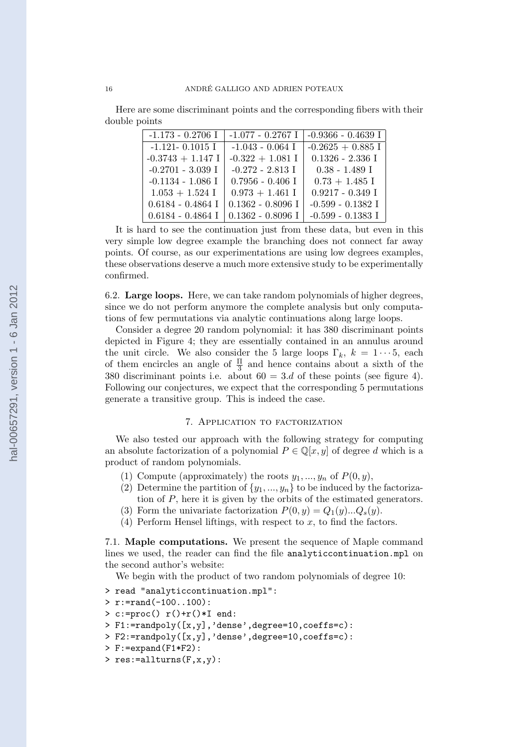Here are some discriminant points and the corresponding fibers with their double points

| -1.173 - 0.2706 I | -1.077 - 0.2767 I | -0.9366 - 0.4639 I |
|---|---|---|
| -1.121- 0.1015 I | -1.043 - 0.064 I | -0.2625 + 0.885 I |
| -0.3743 + 1.147 I | -0.322 + 1.081 I | 0.1326 - 2.336 I |
| -0.2701 - 3.039 I | -0.272 - 2.813 I | 0.38 - 1.489 I |
| -0.1134 - 1.086 I | 0.7956 - 0.406 I | 0.73 + 1.485 I |
| 1.053 + 1.524 I | 0.973 + 1.461 I | 0.9217 - 0.349 I |
| 0.6184 - 0.4864 I | 0.1362 - 0.8096 I | -0.599 - 0.1382 I |
| 0.6184 - 0.4864 I | 0.1362 - 0.8096 I | -0.599 - 0.1383 I |

It is hard to see the continuation just from these data, but even in this very simple low degree example the branching does not connect far away points. Of course, as our experimentations are using low degrees examples, these observations deserve a much more extensive study to be experimentally confirmed.

**6.2. Large loops.** Here, we can take random polynomials of higher degrees, since we do not perform anymore the complete analysis but only computations of few permutations via analytic continuations along large loops.

Consider a degree 20 random polynomial: it has 380 discriminant points depicted in Figure 4; they are essentially contained in an annulus around the unit circle. We also consider the 5 large loops $\Gamma_k$, $k = 1 \cdots 5$, each of them encircles an angle of $\frac{\Pi}{3}$ and hence contains about a sixth of the 380 discriminant points i.e. about $60 = 3.d$ of these points (see figure 4). Following our conjectures, we expect that the corresponding 5 permutations generate a transitive group. This is indeed the case.

## 7. Application to factorization

We also tested our approach with the following strategy for computing an absolute factorization of a polynomial $P \in \mathbb{Q}[x, y]$ of degree $d$ which is a product of random polynomials.

1. Compute (approximately) the roots $y_1, ..., y_n$ of $P(0, y)$,
2. Determine the partition of $\{y_1, ..., y_n\}$ to be induced by the factorization of $P$, here it is given by the orbits of the estimated generators.
3. Form the univariate factorization $P(0, y) = Q_1(y)...Q_s(y)$.
4. Perform Hensel liftings, with respect to $x$, to find the factors.

**7.1. Maple computations.** We present the sequence of Maple command lines we used, the reader can find the file `analyticcontinuation.mpl` on the second author's website:

We begin with the product of two random polynomials of degree 10:

```
> read "analyticcontinuation.mpl":
> r:=rand(-100..100):
> c:=proc() r()+r()*I end:
> F1:=randpoly([x,y],'dense',degree=10,coeffs=c):
> F2:=randpoly([x,y],'dense',degree=10,coeffs=c):
> F:=expand(F1*F2):
> res:=allturns(F,x,y):
```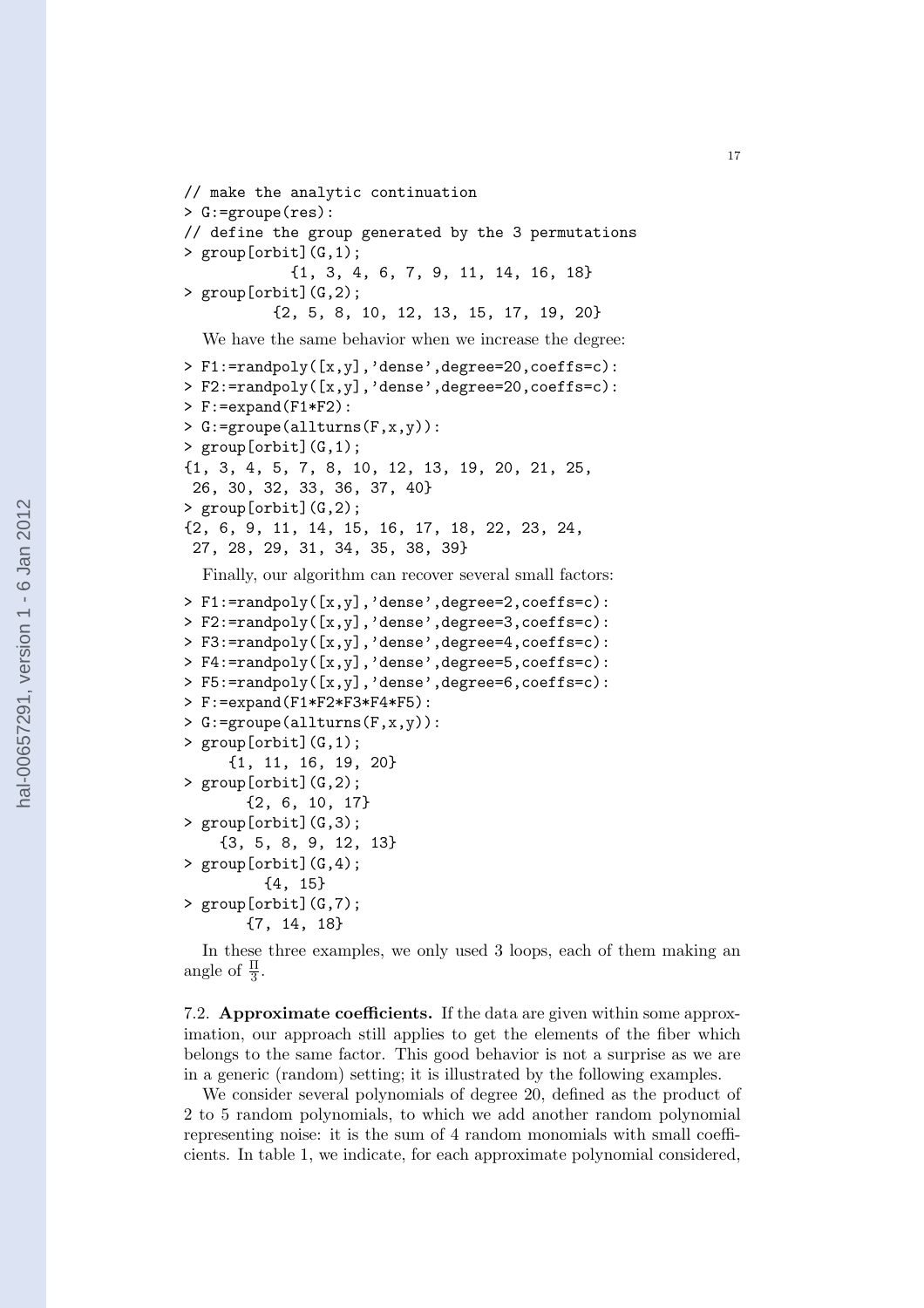```
// make the analytic continuation
> G:=groupe(res):
// define the group generated by the 3 permutations
> group[orbit](G,1);
           {1, 3, 4, 6, 7, 9, 11, 14, 16, 18}
> group[orbit](G,2);
         {2, 5, 8, 10, 12, 13, 15, 17, 19, 20}
```

We have the same behavior when we increase the degree:

```
> F1:=randpoly([x,y],'dense',degree=20,coeffs=c):
> F2:=randpoly([x,y],'dense',degree=20,coeffs=c):
> F:=expand(F1*F2):
> G:=groupe(allturns(F,x,y)):
> group[orbit](G,1);
{1, 3, 4, 5, 7, 8, 10, 12, 13, 19, 20, 21, 25,
 26, 30, 32, 33, 36, 37, 40}
> group[orbit](G,2);
{2, 6, 9, 11, 14, 15, 16, 17, 18, 22, 23, 24,
 27, 28, 29, 31, 34, 35, 38, 39}
```

Finally, our algorithm can recover several small factors:

```
> F1:=randpoly([x,y],'dense',degree=2,coeffs=c):
> F2:=randpoly([x,y],'dense',degree=3,coeffs=c):
> F3:=randpoly([x,y],'dense',degree=4,coeffs=c):
> F4:=randpoly([x,y],'dense',degree=5,coeffs=c):
> F5:=randpoly([x,y],'dense',degree=6,coeffs=c):
> F:=expand(F1*F2*F3*F4*F5):
> G:=groupe(allturns(F,x,y)):
> group[orbit](G,1);
    {1, 11, 16, 19, 20}
> group[orbit](G,2);
      {2, 6, 10, 17}
> group[orbit](G,3);
   {3, 5, 8, 9, 12, 13}
> group[orbit](G,4);
        {4, 15}
> group[orbit](G,7);
      {7, 14, 18}
```

In these three examples, we only used 3 loops, each of them making an angle of $\frac{\Pi}{3}$.

7.2. **Approximate coefficients.** If the data are given within some approximation, our approach still applies to get the elements of the fiber which belongs to the same factor. This good behavior is not a surprise as we are in a generic (random) setting; it is illustrated by the following examples.

We consider several polynomials of degree 20, defined as the product of 2 to 5 random polynomials, to which we add another random polynomial representing noise: it is the sum of 4 random monomials with small coefficients. In table 1, we indicate, for each approximate polynomial considered,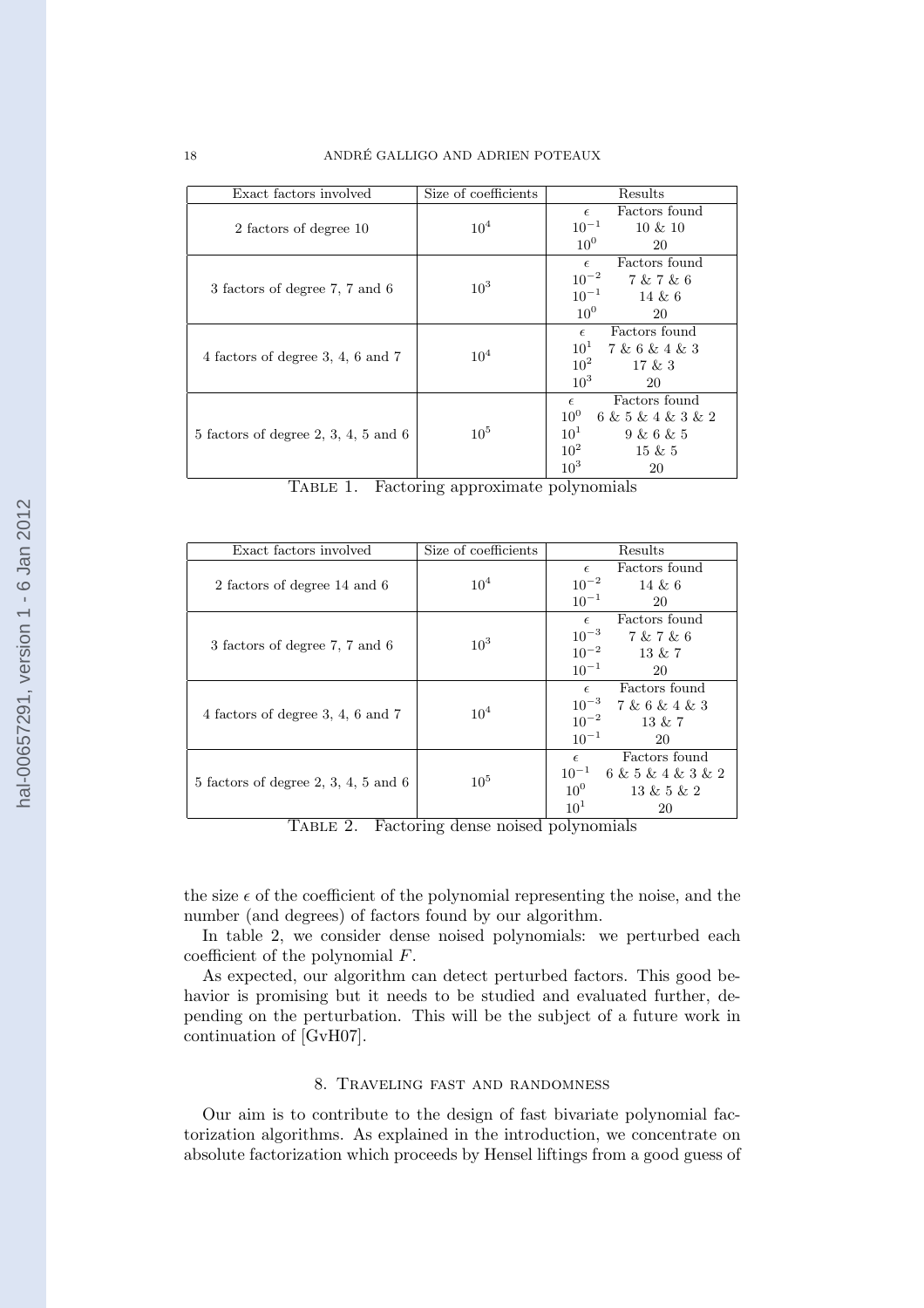| Exact factors involved | Size of coefficients | Results | |
|---|---|---|---|
| 2 factors of degree 10 | $10^4$ | $\epsilon$ | Factors found |
| | | $10^{-1}$ | 10 & 10 |
| | | $10^0$ | 20 |
| 3 factors of degree 7, 7 and 6 | $10^3$ | $\epsilon$ | Factors found |
| | | $10^{-2}$ | 7 & 7 & 6 |
| | | $10^{-1}$ | 14 & 6 |
| | | $10^0$ | 20 |
| 4 factors of degree 3, 4, 6 and 7 | $10^4$ | $\epsilon$ | Factors found |
| | | $10^1$ | 7 & 6 & 4 & 3 |
| | | $10^2$ | 17 & 3 |
| | | $10^3$ | 20 |
| 5 factors of degree 2, 3, 4, 5 and 6 | $10^5$ | $\epsilon$ | Factors found |
| | | $10^0$ | 6 & 5 & 4 & 3 & 2 |
| | | $10^1$ | 9 & 6 & 5 |
| | | $10^2$ | 15 & 5 |
| | | $10^3$ | 20 |

Table 1. Factoring approximate polynomials

| Exact factors involved | Size of coefficients | Results | |
|---|---|---|---|
| 2 factors of degree 14 and 6 | $10^4$ | $\epsilon$ | Factors found |
| | | $10^{-2}$ | 14 & 6 |
| | | $10^{-1}$ | 20 |
| 3 factors of degree 7, 7 and 6 | $10^3$ | $\epsilon$ | Factors found |
| | | $10^{-3}$ | 7 & 7 & 6 |
| | | $10^{-2}$ | 13 & 7 |
| | | $10^{-1}$ | 20 |
| 4 factors of degree 3, 4, 6 and 7 | $10^4$ | $\epsilon$ | Factors found |
| | | $10^{-3}$ | 7 & 6 & 4 & 3 |
| | | $10^{-2}$ | 13 & 7 |
| | | $10^{-1}$ | 20 |
| 5 factors of degree 2, 3, 4, 5 and 6 | $10^5$ | $\epsilon$ | Factors found |
| | | $10^{-1}$ | 6 & 5 & 4 & 3 & 2 |
| | | $10^0$ | 13 & 5 & 2 |
| | | $10^1$ | 20 |

Table 2. Factoring dense noised polynomials

the size $\epsilon$ of the coefficient of the polynomial representing the noise, and the number (and degrees) of factors found by our algorithm.

In table 2, we consider dense noised polynomials: we perturbed each coefficient of the polynomial $F$.

As expected, our algorithm can detect perturbed factors. This good behavior is promising but it needs to be studied and evaluated further, depending on the perturbation. This will be the subject of a future work in continuation of [GvH07].

## 8. Traveling fast and randomness

Our aim is to contribute to the design of fast bivariate polynomial factorization algorithms. As explained in the introduction, we concentrate on absolute factorization which proceeds by Hensel liftings from a good guess of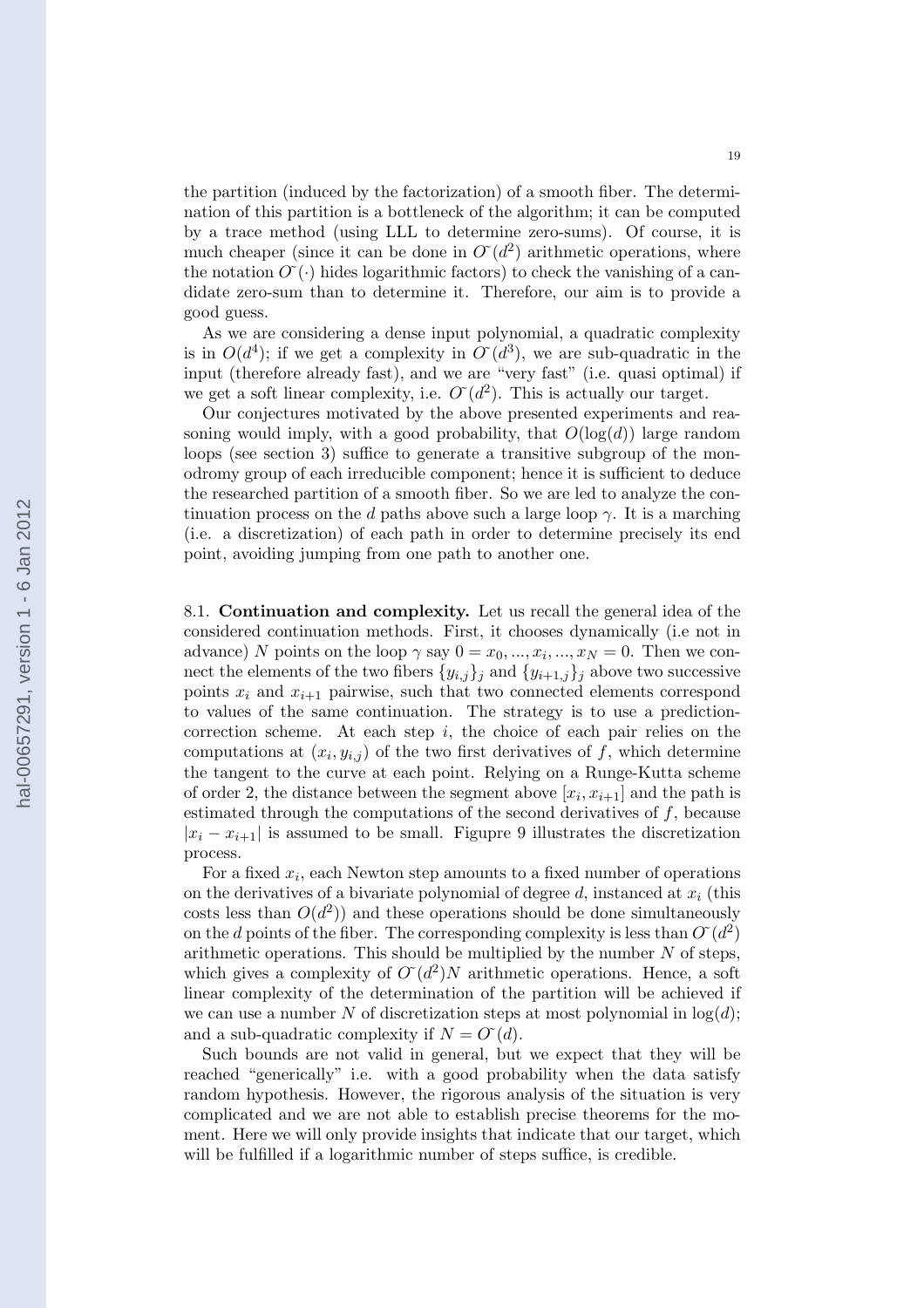the partition (induced by the factorization) of a smooth fiber. The determination of this partition is a bottleneck of the algorithm; it can be computed by a trace method (using LLL to determine zero-sums). Of course, it is much cheaper (since it can be done in $\tilde{O}(d^2)$ arithmetic operations, where the notation $\tilde{O}(\cdot)$ hides logarithmic factors) to check the vanishing of a candidate zero-sum than to determine it. Therefore, our aim is to provide a good guess.

As we are considering a dense input polynomial, a quadratic complexity is in $O(d^4)$; if we get a complexity in $\tilde{O}(d^3)$, we are sub-quadratic in the input (therefore already fast), and we are "very fast" (i.e. quasi optimal) if we get a soft linear complexity, i.e. $\tilde{O}(d^2)$. This is actually our target.

Our conjectures motivated by the above presented experiments and reasoning would imply, with a good probability, that $O(\log(d))$ large random loops (see section 3) suffice to generate a transitive subgroup of the monodromy group of each irreducible component; hence it is sufficient to deduce the researched partition of a smooth fiber. So we are led to analyze the continuation process on the $d$ paths above such a large loop $\gamma$. It is a marching (i.e. a discretization) of each path in order to determine precisely its end point, avoiding jumping from one path to another one.

8.1. **Continuation and complexity.** Let us recall the general idea of the considered continuation methods. First, it chooses dynamically (i.e not in advance) $N$ points on the loop $\gamma$ say $0 = x_0, ..., x_i, ..., x_N = 0$. Then we connect the elements of the two fibers $\{y_{i,j}\}_j$ and $\{y_{i+1,j}\}_j$ above two successive points $x_i$ and $x_{i+1}$ pairwise, such that two connected elements correspond to values of the same continuation. The strategy is to use a prediction-correction scheme. At each step $i$, the choice of each pair relies on the computations at $(x_i, y_{i,j})$ of the two first derivatives of $f$, which determine the tangent to the curve at each point. Relying on a Runge-Kutta scheme of order 2, the distance between the segment above $[x_i, x_{i+1}]$ and the path is estimated through the computations of the second derivatives of $f$, because $|x_i - x_{i+1}|$ is assumed to be small. Figupre 9 illustrates the discretization process.

For a fixed $x_i$, each Newton step amounts to a fixed number of operations on the derivatives of a bivariate polynomial of degree $d$, instanced at $x_i$ (this costs less than $O(d^2)$) and these operations should be done simultaneously on the $d$ points of the fiber. The corresponding complexity is less than $\tilde{O}(d^2)$ arithmetic operations. This should be multiplied by the number $N$ of steps, which gives a complexity of $\tilde{O}(d^2)N$ arithmetic operations. Hence, a soft linear complexity of the determination of the partition will be achieved if we can use a number $N$ of discretization steps at most polynomial in $\log(d)$; and a sub-quadratic complexity if $N = \tilde{O}(d)$.

Such bounds are not valid in general, but we expect that they will be reached "generically" i.e. with a good probability when the data satisfy random hypothesis. However, the rigorous analysis of the situation is very complicated and we are not able to establish precise theorems for the moment. Here we will only provide insights that indicate that our target, which will be fulfilled if a logarithmic number of steps suffice, is credible.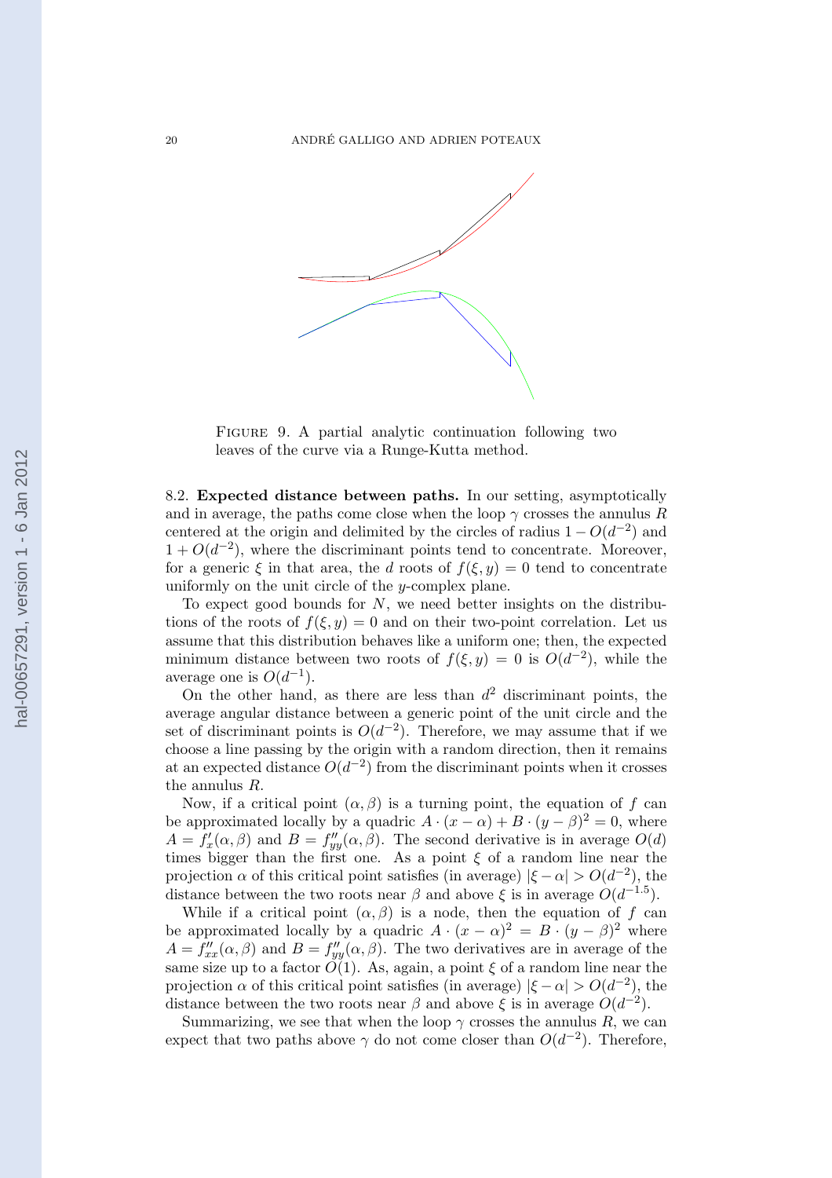FIGURE 9. A partial analytic continuation following two leaves of the curve via a Runge-Kutta method.

8.2. **Expected distance between paths.** In our setting, asymptotically and in average, the paths come close when the loop $\gamma$ crosses the annulus $R$ centered at the origin and delimited by the circles of radius $1 - O(d^{-2})$ and $1 + O(d^{-2})$, where the discriminant points tend to concentrate. Moreover, for a generic $\xi$ in that area, the $d$ roots of $f(\xi, y) = 0$ tend to concentrate uniformly on the unit circle of the $y$-complex plane.

To expect good bounds for $N$, we need better insights on the distributions of the roots of $f(\xi, y) = 0$ and on their two-point correlation. Let us assume that this distribution behaves like a uniform one; then, the expected minimum distance between two roots of $f(\xi, y) = 0$ is $O(d^{-2})$, while the average one is $O(d^{-1})$.

On the other hand, as there are less than $d^2$ discriminant points, the average angular distance between a generic point of the unit circle and the set of discriminant points is $O(d^{-2})$. Therefore, we may assume that if we choose a line passing by the origin with a random direction, then it remains at an expected distance $O(d^{-2})$ from the discriminant points when it crosses the annulus $R$.

Now, if a critical point $(\alpha, \beta)$ is a turning point, the equation of $f$ can be approximated locally by a quadric $A \cdot (x - \alpha) + B \cdot (y - \beta)^2 = 0$, where $A = f'_x(\alpha, \beta)$ and $B = f''_{yy}(\alpha, \beta)$. The second derivative is in average $O(d)$ times bigger than the first one. As a point $\xi$ of a random line near the projection $\alpha$ of this critical point satisfies (in average) $|\xi - \alpha| > O(d^{-2})$, the distance between the two roots near $\beta$ and above $\xi$ is in average $O(d^{-1.5})$.

While if a critical point $(\alpha, \beta)$ is a node, then the equation of $f$ can be approximated locally by a quadric $A \cdot (x - \alpha)^2 = B \cdot (y - \beta)^2$ where $A = f''_{xx}(\alpha, \beta)$ and $B = f''_{yy}(\alpha, \beta)$. The two derivatives are in average of the same size up to a factor $O(1)$. As, again, a point $\xi$ of a random line near the projection $\alpha$ of this critical point satisfies (in average) $|\xi - \alpha| > O(d^{-2})$, the distance between the two roots near $\beta$ and above $\xi$ is in average $O(d^{-2})$.

Summarizing, we see that when the loop $\gamma$ crosses the annulus $R$, we can expect that two paths above $\gamma$ do not come closer than $O(d^{-2})$. Therefore,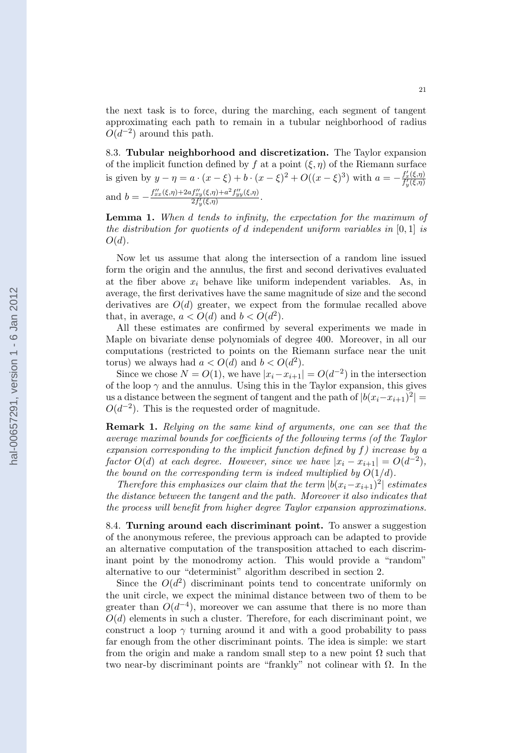the next task is to force, during the marching, each segment of tangent approximating each path to remain in a tubular neighborhood of radius $O(d^{-2})$ around this path.

8.3. **Tubular neighborhood and discretization.** The Taylor expansion of the implicit function defined by $f$ at a point $(\xi, \eta)$ of the Riemann surface is given by $y - \eta = a \cdot (x - \xi) + b \cdot (x - \xi)^2 + O((x - \xi)^3)$ with $a = -\frac{f'_x(\xi,\eta)}{f'_y(\xi,\eta)}$ and $b = -\frac{f''_{xx}(\xi,\eta) + 2a f''_{xy}(\xi,\eta) + a^2 f''_{yy}(\xi,\eta)}{2 f'_y(\xi,\eta)}$.

**Lemma 1.** *When $d$ tends to infinity, the expectation for the maximum of the distribution for quotients of $d$ independent uniform variables in $[0, 1]$ is $O(d)$.*

Now let us assume that along the intersection of a random line issued form the origin and the annulus, the first and second derivatives evaluated at the fiber above $x_i$ behave like uniform independent variables. As, in average, the first derivatives have the same magnitude of size and the second derivatives are $O(d)$ greater, we expect from the formulae recalled above that, in average, $a < O(d)$ and $b < O(d^2)$.

All these estimates are confirmed by several experiments we made in Maple on bivariate dense polynomials of degree 400. Moreover, in all our computations (restricted to points on the Riemann surface near the unit torus) we always had $a < O(d)$ and $b < O(d^2)$.

Since we chose $N = O(1)$, we have $|x_i - x_{i+1}| = O(d^{-2})$ in the intersection of the loop $\gamma$ and the annulus. Using this in the Taylor expansion, this gives us a distance between the segment of tangent and the path of $|b(x_i - x_{i+1})^2| = O(d^{-2})$. This is the requested order of magnitude.

**Remark 1.** *Relying on the same kind of arguments, one can see that the average maximal bounds for coefficients of the following terms (of the Taylor expansion corresponding to the implicit function defined by $f$) increase by a factor $O(d)$ at each degree. However, since we have $|x_i - x_{i+1}| = O(d^{-2})$, the bound on the corresponding term is indeed multiplied by $O(1/d)$.*

*Therefore this emphasizes our claim that the term $|b(x_i - x_{i+1})^2|$ estimates the distance between the tangent and the path. Moreover it also indicates that the process will benefit from higher degree Taylor expansion approximations.*

8.4. **Turning around each discriminant point.** To answer a suggestion of the anonymous referee, the previous approach can be adapted to provide an alternative computation of the transposition attached to each discriminant point by the monodromy action. This would provide a "random" alternative to our "determinist" algorithm described in section 2.

Since the $O(d^2)$ discriminant points tend to concentrate uniformly on the unit circle, we expect the minimal distance between two of them to be greater than $O(d^{-4})$, moreover we can assume that there is no more than $O(d)$ elements in such a cluster. Therefore, for each discriminant point, we construct a loop $\gamma$ turning around it and with a good probability to pass far enough from the other discriminant points. The idea is simple: we start from the origin and make a random small step to a new point $\Omega$ such that two near-by discriminant points are "frankly" not colinear with $\Omega$. In the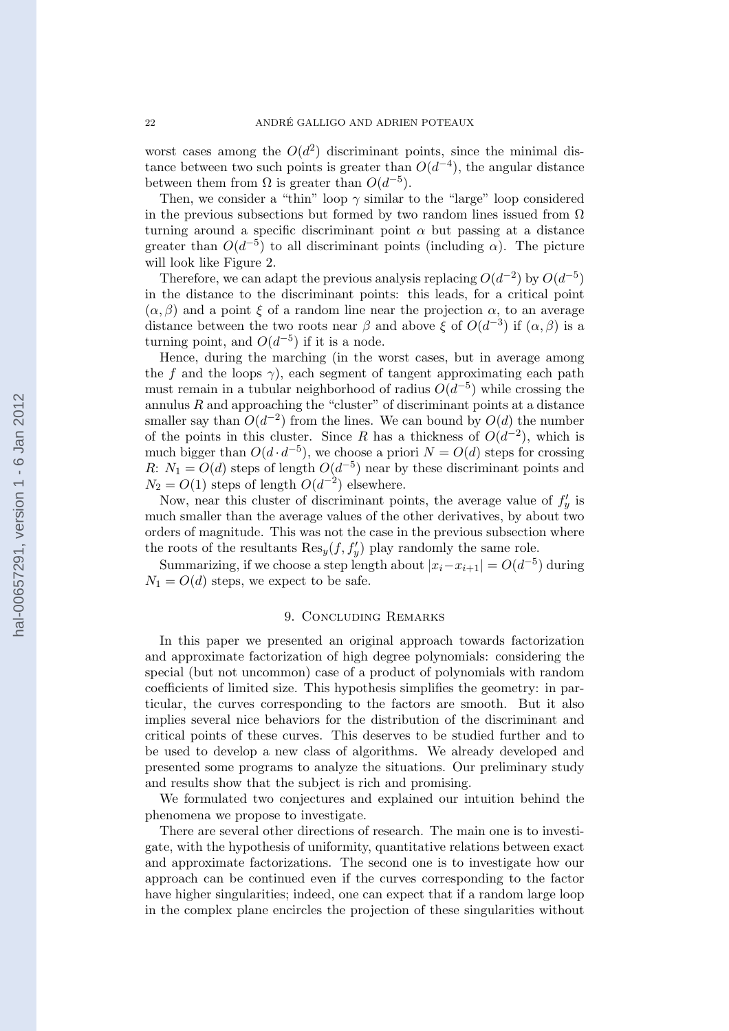worst cases among the $O(d^2)$ discriminant points, since the minimal distance between two such points is greater than $O(d^{-4})$, the angular distance between them from $\Omega$ is greater than $O(d^{-5})$.

Then, we consider a "thin" loop $\gamma$ similar to the "large" loop considered in the previous subsections but formed by two random lines issued from $\Omega$ turning around a specific discriminant point $\alpha$ but passing at a distance greater than $O(d^{-5})$ to all discriminant points (including $\alpha$). The picture will look like Figure 2.

Therefore, we can adapt the previous analysis replacing $O(d^{-2})$ by $O(d^{-5})$ in the distance to the discriminant points: this leads, for a critical point $(\alpha, \beta)$ and a point $\xi$ of a random line near the projection $\alpha$, to an average distance between the two roots near $\beta$ and above $\xi$ of $O(d^{-3})$ if $(\alpha, \beta)$ is a turning point, and $O(d^{-5})$ if it is a node.

Hence, during the marching (in the worst cases, but in average among the $f$ and the loops $\gamma$), each segment of tangent approximating each path must remain in a tubular neighborhood of radius $O(d^{-5})$ while crossing the annulus $R$ and approaching the "cluster" of discriminant points at a distance smaller say than $O(d^{-2})$ from the lines. We can bound by $O(d)$ the number of the points in this cluster. Since $R$ has a thickness of $O(d^{-2})$, which is much bigger than $O(d \cdot d^{-5})$, we choose a priori $N = O(d)$ steps for crossing $R$: $N_1 = O(d)$ steps of length $O(d^{-5})$ near by these discriminant points and $N_2 = O(1)$ steps of length $O(d^{-2})$ elsewhere.

Now, near this cluster of discriminant points, the average value of $f'_y$ is much smaller than the average values of the other derivatives, by about two orders of magnitude. This was not the case in the previous subsection where the roots of the resultants $\mathrm{Res}_y(f, f'_y)$ play randomly the same role.

Summarizing, if we choose a step length about $|x_i - x_{i+1}| = O(d^{-5})$ during $N_1 = O(d)$ steps, we expect to be safe.

## 9. Concluding Remarks

In this paper we presented an original approach towards factorization and approximate factorization of high degree polynomials: considering the special (but not uncommon) case of a product of polynomials with random coefficients of limited size. This hypothesis simplifies the geometry: in particular, the curves corresponding to the factors are smooth. But it also implies several nice behaviors for the distribution of the discriminant and critical points of these curves. This deserves to be studied further and to be used to develop a new class of algorithms. We already developed and presented some programs to analyze the situations. Our preliminary study and results show that the subject is rich and promising.

We formulated two conjectures and explained our intuition behind the phenomena we propose to investigate.

There are several other directions of research. The main one is to investigate, with the hypothesis of uniformity, quantitative relations between exact and approximate factorizations. The second one is to investigate how our approach can be continued even if the curves corresponding to the factor have higher singularities; indeed, one can expect that if a random large loop in the complex plane encircles the projection of these singularities without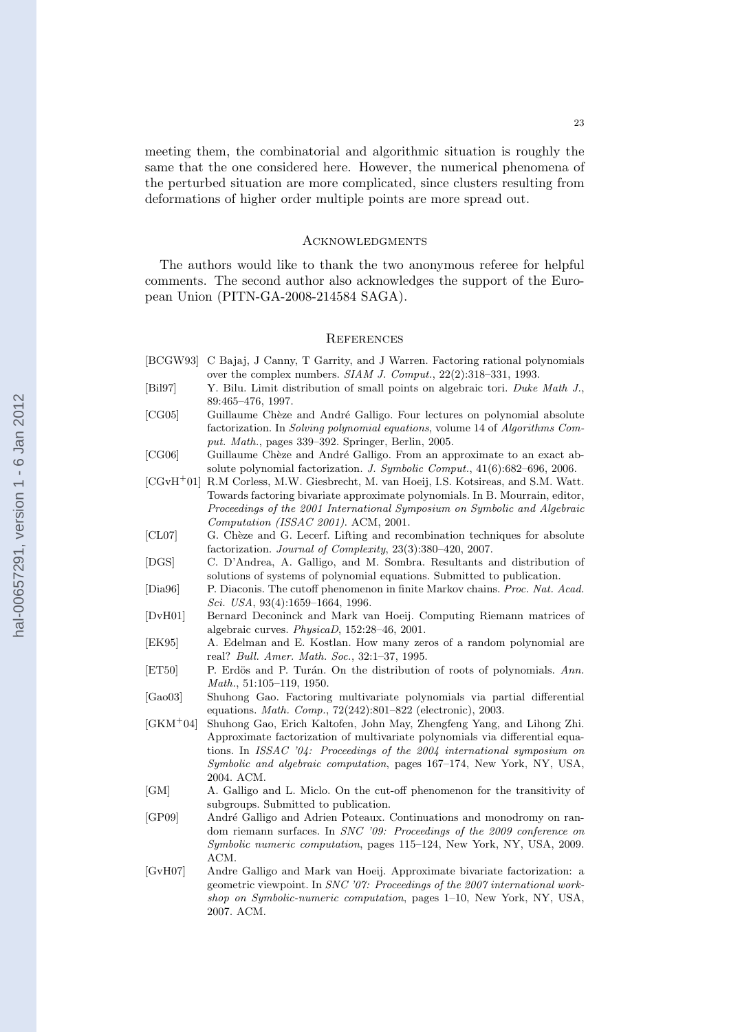meeting them, the combinatorial and algorithmic situation is roughly the same that the one considered here. However, the numerical phenomena of the perturbed situation are more complicated, since clusters resulting from deformations of higher order multiple points are more spread out.

## Acknowledgments

The authors would like to thank the two anonymous referee for helpful comments. The second author also acknowledges the support of the European Union (PITN-GA-2008-214584 SAGA).

## References

- [BCGW93] C Bajaj, J Canny, T Garrity, and J Warren. Factoring rational polynomials over the complex numbers. *SIAM J. Comput.*, 22(2):318–331, 1993.
- [Bil97] Y. Bilu. Limit distribution of small points on algebraic tori. *Duke Math J.*, 89:465–476, 1997.
- [CG05] Guillaume Chèze and André Galligo. Four lectures on polynomial absolute factorization. In *Solving polynomial equations*, volume 14 of *Algorithms Comput. Math.*, pages 339–392. Springer, Berlin, 2005.
- [CG06] Guillaume Chèze and André Galligo. From an approximate to an exact absolute polynomial factorization. *J. Symbolic Comput.*, 41(6):682–696, 2006.
- [CGvH+01] R.M Corless, M.W. Giesbrecht, M. van Hoeij, I.S. Kotsireas, and S.M. Watt. Towards factoring bivariate approximate polynomials. In B. Mourrain, editor, *Proceedings of the 2001 International Symposium on Symbolic and Algebraic Computation (ISSAC 2001)*. ACM, 2001.
- [CL07] G. Chèze and G. Lecerf. Lifting and recombination techniques for absolute factorization. *Journal of Complexity*, 23(3):380–420, 2007.
- [DGS] C. D'Andrea, A. Galligo, and M. Sombra. Resultants and distribution of solutions of systems of polynomial equations. Submitted to publication.
- [Dia96] P. Diaconis. The cutoff phenomenon in finite Markov chains. *Proc. Nat. Acad. Sci. USA*, 93(4):1659–1664, 1996.
- [DvH01] Bernard Deconinck and Mark van Hoeij. Computing Riemann matrices of algebraic curves. *PhysicaD*, 152:28–46, 2001.
- [EK95] A. Edelman and E. Kostlan. How many zeros of a random polynomial are real? *Bull. Amer. Math. Soc.*, 32:1–37, 1995.
- [ET50] P. Erdös and P. Turán. On the distribution of roots of polynomials. *Ann. Math.*, 51:105–119, 1950.
- [Gao03] Shuhong Gao. Factoring multivariate polynomials via partial differential equations. *Math. Comp.*, 72(242):801–822 (electronic), 2003.
- [GKM+04] Shuhong Gao, Erich Kaltofen, John May, Zhengfeng Yang, and Lihong Zhi. Approximate factorization of multivariate polynomials via differential equations. In *ISSAC '04: Proceedings of the 2004 international symposium on Symbolic and algebraic computation*, pages 167–174, New York, NY, USA, 2004. ACM.
- [GM] A. Galligo and L. Miclo. On the cut-off phenomenon for the transitivity of subgroups. Submitted to publication.
- [GP09] André Galligo and Adrien Poteaux. Continuations and monodromy on random riemann surfaces. In *SNC '09: Proceedings of the 2009 conference on Symbolic numeric computation*, pages 115–124, New York, NY, USA, 2009. ACM.
- [GvH07] Andre Galligo and Mark van Hoeij. Approximate bivariate factorization: a geometric viewpoint. In *SNC '07: Proceedings of the 2007 international workshop on Symbolic-numeric computation*, pages 1–10, New York, NY, USA, 2007. ACM.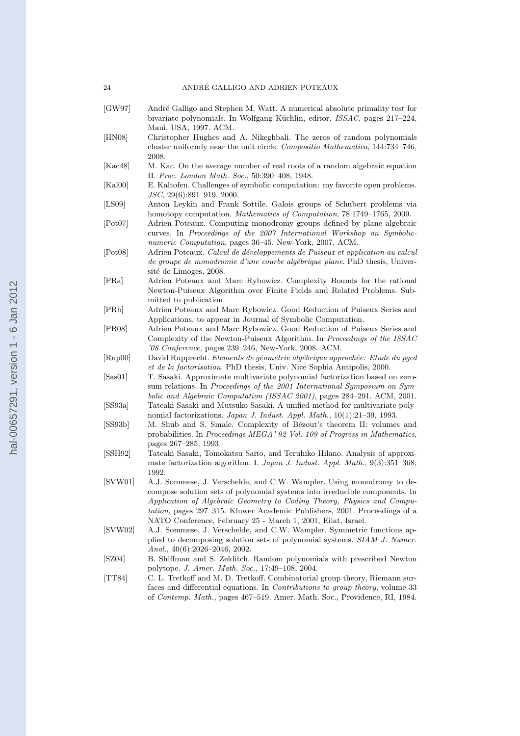[GW97] André Galligo and Stephen M. Watt. A numerical absolute primality test for bivariate polynomials. In Wolfgang Küchlin, editor, *ISSAC*, pages 217–224, Maui, USA, 1997. ACM.

[HN08] Christopher Hughes and A. Nikeghbali. The zeros of random polynomials cluster uniformly near the unit circle. *Compositio Mathematica*, 144:734–746, 2008.

[Kac48] M. Kac. On the average number of real roots of a random algebraic equation II. *Proc. London Math. Soc.*, 50:390–408, 1948.

[Kal00] E. Kaltofen. Challenges of symbolic computation: my favorite open problems. *JSC*, 29(6):891–919, 2000.

[LS09] Anton Leykin and Frank Sottile. Galois groups of Schubert problems via homotopy computation. *Mathematics of Computation*, 78:1749–1765, 2009.

[Pot07] Adrien Poteaux. Computing monodromy groups defined by plane algebraic curves. In *Proceedings of the 2007 International Workshop on Symbolic-numeric Computation*, pages 36–45, New-York, 2007. ACM.

[Pot08] Adrien Poteaux. *Calcul de développements de Puiseux et application au calcul de groupe de monodromie d'une courbe algébrique plane*. PhD thesis, Université de Limoges, 2008.

[PRa] Adrien Poteaux and Marc Rybowicz. Complexity Bounds for the rational Newton-Puiseux Algorithm over Finite Fields and Related Problems. Submitted to publication.

[PRb] Adrien Poteaux and Marc Rybowicz. Good Reduction of Puiseux Series and Applications. to appear in Journal of Symbolic Computation.

[PR08] Adrien Poteaux and Marc Rybowicz. Good Reduction of Puiseux Series and Complexity of the Newton-Puiseux Algorithm. In *Proceedings of the ISSAC '08 Conference*, pages 239–246, New-York, 2008. ACM.

[Rup00] David Rupprecht. *Elements de géométrie algébrique approchée: Etude du pgcd et de la factorisation*. PhD thesis, Univ. Nice Sophia Antipolis, 2000.

[Sas01] T. Sasaki. Approximate multivariate polynomial factorization based on zero-sum relations. In *Proceedings of the 2001 International Symposium on Symbolic and Algebraic Computation (ISSAC 2001)*, pages 284–291. ACM, 2001.

[SS93a] Tateaki Sasaki and Mutsuko Sasaki. A unified method for multivariate polynomial factorizations. *Japan J. Indust. Appl. Math.*, 10(1):21–39, 1993.

[SS93b] M. Shub and S. Smale. Complexity of Bézout's theorem II: volumes and probabilities. In *Proceedings MEGA' 92 Vol. 109 of Progress in Mathematics*, pages 267–285, 1993.

[SSH92] Tateaki Sasaki, Tomokatsu Saito, and Teruhiko Hilano. Analysis of approximate factorization algorithm. I. *Japan J. Indust. Appl. Math.*, 9(3):351–368, 1992.

[SVW01] A.J. Sommese, J. Verschelde, and C.W. Wampler. Using monodromy to decompose solution sets of polynomial systems into irreducible components. In *Application of Algebraic Geometry to Coding Theory, Physics and Computation*, pages 297–315. Kluwer Academic Publishers, 2001. Proceedings of a NATO Conference, February 25 - March 1, 2001, Eilat, Israel.

[SVW02] A.J. Sommese, J. Verschelde, and C.W. Wampler. Symmetric functions applied to decomposing solution sets of polynomial systems. *SIAM J. Numer. Anal.*, 40(6):2026–2046, 2002.

[SZ04] B. Shiffman and S. Zelditch. Random polynomials with prescribed Newton polytope. *J. Amer. Math. Soc.*, 17:49–108, 2004.

[TT84] C. L. Tretkoff and M. D. Tretkoff. Combinatorial group theory, Riemann surfaces and differential equations. In *Contributions to group theory*, volume 33 of *Contemp. Math.*, pages 467–519. Amer. Math. Soc., Providence, RI, 1984.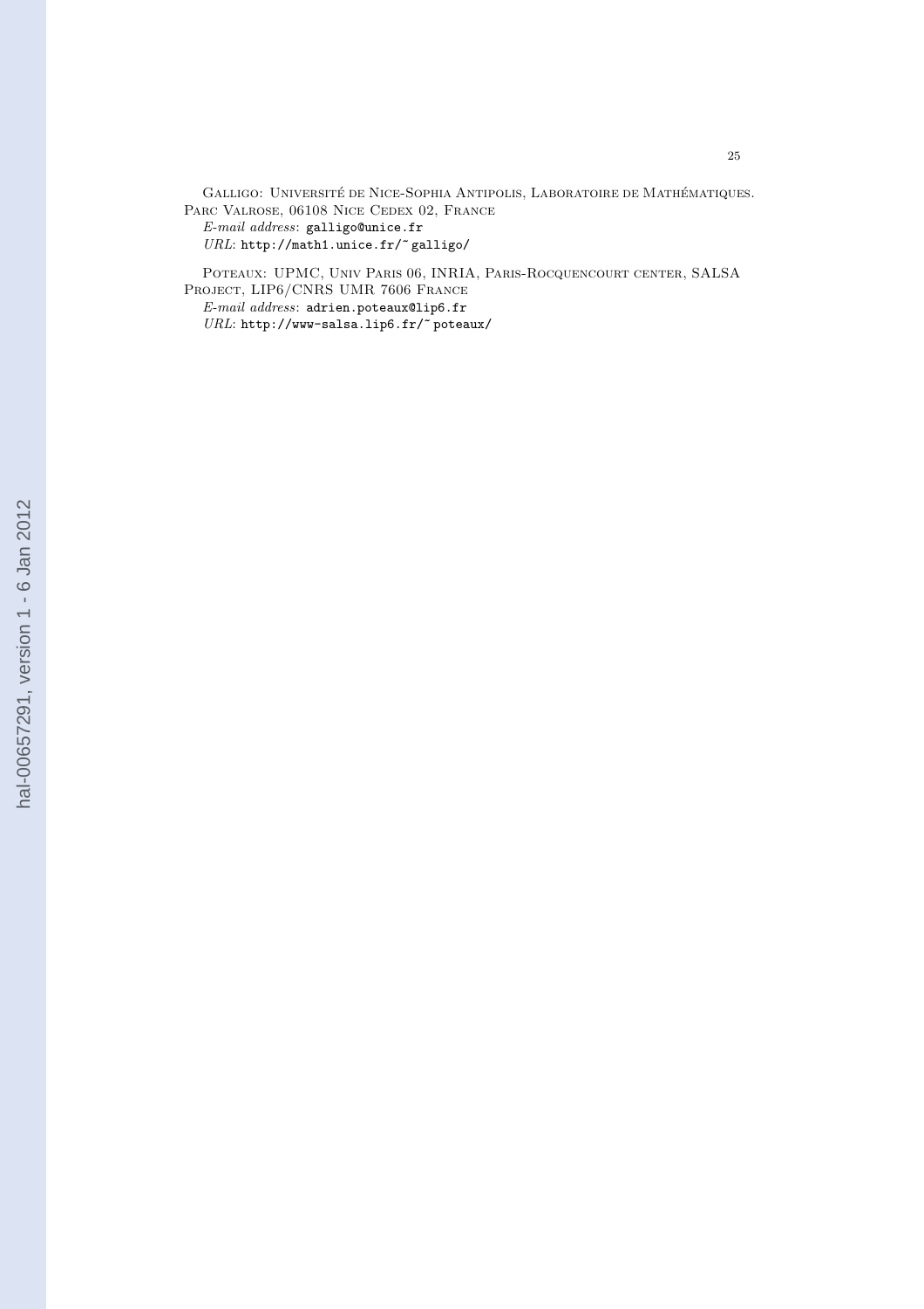Galligo: Université de Nice-Sophia Antipolis, Laboratoire de Mathématiques. Parc Valrose, 06108 Nice Cedex 02, France

*E-mail address*: galligo@unice.fr

*URL*: http://math1.unice.fr/~galligo/

Poteaux: UPMC, Univ Paris 06, INRIA, Paris-Rocquencourt center, SALSA Project, LIP6/CNRS UMR 7606 France

*E-mail address*: adrien.poteaux@lip6.fr

*URL*: http://www-salsa.lip6.fr/~poteaux/